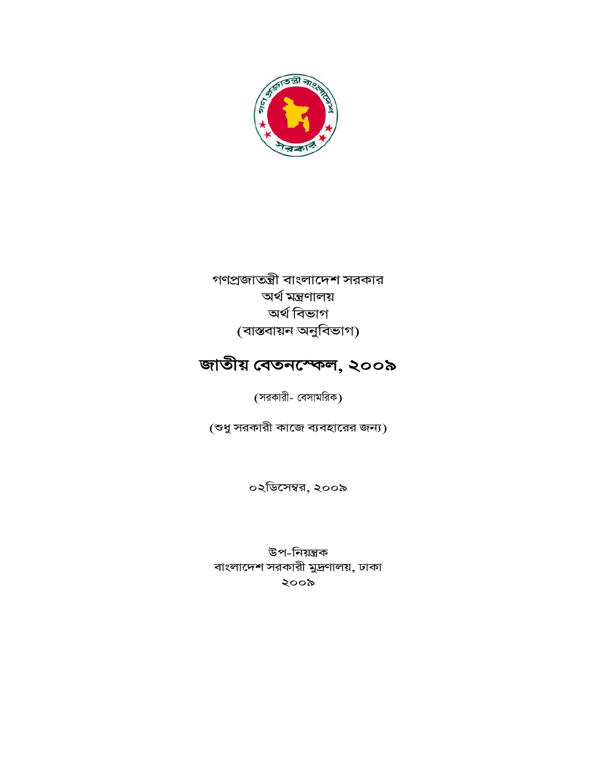গণপ্রজাতন্ত্রী বাংলাদেশ সরকার
অর্থ মন্ত্রণালয়
অর্থ বিভাগ
(বাস্তবায়ন অনুবিভাগ)

# জাতীয় বেতনস্কেল, ২০০৯

(সরকারী- বেসামরিক)

(শুধু সরকারী কাজে ব্যবহারের জন্য)

০২ডিসেম্বর, ২০০৯

উপ-নিয়ন্ত্রক
বাংলাদেশ সরকারী মুদ্রণালয়, ঢাকা
২০০৯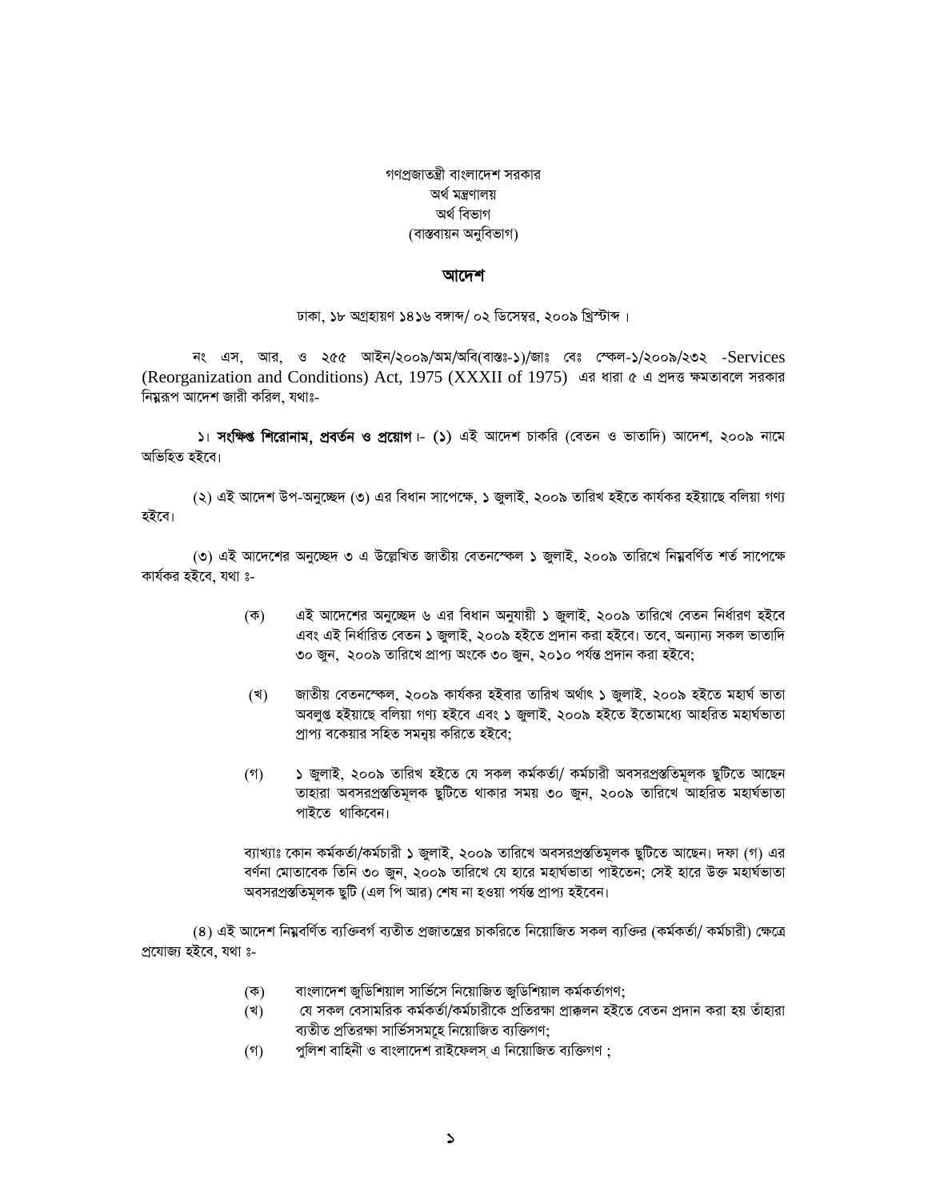গণপ্রজাতন্ত্রী বাংলাদেশ সরকার
অর্থ মন্ত্রণালয়
অর্থ বিভাগ
(বাস্তবায়ন অনুবিভাগ)

## আদেশ

ঢাকা, ১৮ অগ্রহায়ণ ১৪১৬ বঙ্গাব্দ/ ০২ ডিসেম্বর, ২০০৯ খ্রিস্টাব্দ।

নং এস, আর, ও ২৫৫ আইন/২০০৯/অম/অবি(বাস্তঃ-১)/জাঃ বেঃ স্কেল-১/২০০৯/২৩২ -Services (Reorganization and Conditions) Act, 1975 (XXXII of 1975) এর ধারা ৫ এ প্রদত্ত ক্ষমতাবলে সরকার নিম্নরূপ আদেশ জারী করিল, যথাঃ-

১। **সংক্ষিপ্ত শিরোনাম, প্রবর্তন ও প্রয়োগ**।- **(১)** এই আদেশ চাকরি (বেতন ও ভাতাদি) আদেশ, ২০০৯ নামে অভিহিত হইবে।

(২) এই আদেশ উপ-অনুচ্ছেদ (৩) এর বিধান সাপেক্ষে, **১** জুলাই, ২০০৯ তারিখ হইতে কার্যকর হইয়াছে বলিয়া গণ্য হইবে।

(৩) এই আদেশের অনুচ্ছেদ ৩ এ উল্লেখিত জাতীয় বেতনস্কেল **১** জুলাই, ২০০৯ তারিখে নিম্নবর্ণিত শর্ত সাপেক্ষে কার্যকর হইবে, যথা ঃ-

(ক) এই আদেশের অনুচ্ছেদ ৬ এর বিধান অনুযায়ী **১** জুলাই, ২০০৯ তারিখে বেতন নির্ধারণ হইবে এবং এই নির্ধারিত বেতন **১** জুলাই, ২০০৯ হইতে প্রদান করা হইবে। তবে, অন্যান্য সকল ভাতাদি ৩০ জুন, ২০০৯ তারিখে প্রাপ্য অংকে ৩০ জুন, ২০১০ পর্যন্ত প্রদান করা হইবে;

(খ) জাতীয় বেতনস্কেল, ২০০৯ কার্যকর হইবার তারিখ অর্থাৎ **১** জুলাই, ২০০৯ হইতে মহার্ঘ ভাতা অবলুপ্ত হইয়াছে বলিয়া গণ্য হইবে এবং **১** জুলাই, ২০০৯ হইতে ইতোমধ্যে আহরিত মহার্ঘভাতা প্রাপ্য বকেয়ার সহিত সমন্বয় করিতে হইবে;

(গ) **১** জুলাই, ২০০৯ তারিখ হইতে যে সকল কর্মকর্তা/ কর্মচারী অবসরপ্রস্তুতিমূলক ছুটিতে আছেন তাহারা অবসরপ্রস্তুতিমূলক ছুটিতে থাকার সময় ৩০ জুন, ২০০৯ তারিখে আহরিত মহার্ঘভাতা পাইতে থাকিবেন।

ব্যাখ্যাঃ কোন কর্মকর্তা/কর্মচারী **১** জুলাই, ২০০৯ তারিখে অবসরপ্রস্তুতিমূলক ছুটিতে আছেন। দফা (গ) এর বর্ণনা মোতাবেক তিনি ৩০ জুন, ২০০৯ তারিখে যে হারে মহার্ঘভাতা পাইতেন; সেই হারে উক্ত মহার্ঘভাতা অবসরপ্রস্তুতিমূলক ছুটি (এল পি আর) শেষ না হওয়া পর্যন্ত প্রাপ্য হইবেন।

(৪) এই আদেশ নিম্নবর্ণিত ব্যক্তিবর্গ ব্যতীত প্রজাতন্ত্রের চাকরিতে নিয়োজিত সকল ব্যক্তির (কর্মকর্তা/ কর্মচারী) ক্ষেত্রে প্রযোজ্য হইবে, যথা ঃ-

(ক) বাংলাদেশ জুডিশিয়াল সার্ভিসে নিয়োজিত জুডিশিয়াল কর্মকর্তাগণ;
(খ) যে সকল বেসামরিক কর্মকর্তা/কর্মচারীকে প্রতিরক্ষা প্রাক্কলন হইতে বেতন প্রদান করা হয় তাঁহারা ব্যতীত প্রতিরক্ষা সার্ভিসসমূহে নিয়োজিত ব্যক্তিগণ;
(গ) পুলিশ বাহিনী ও বাংলাদেশ রাইফেলস্ এ নিয়োজিত ব্যক্তিগণ ;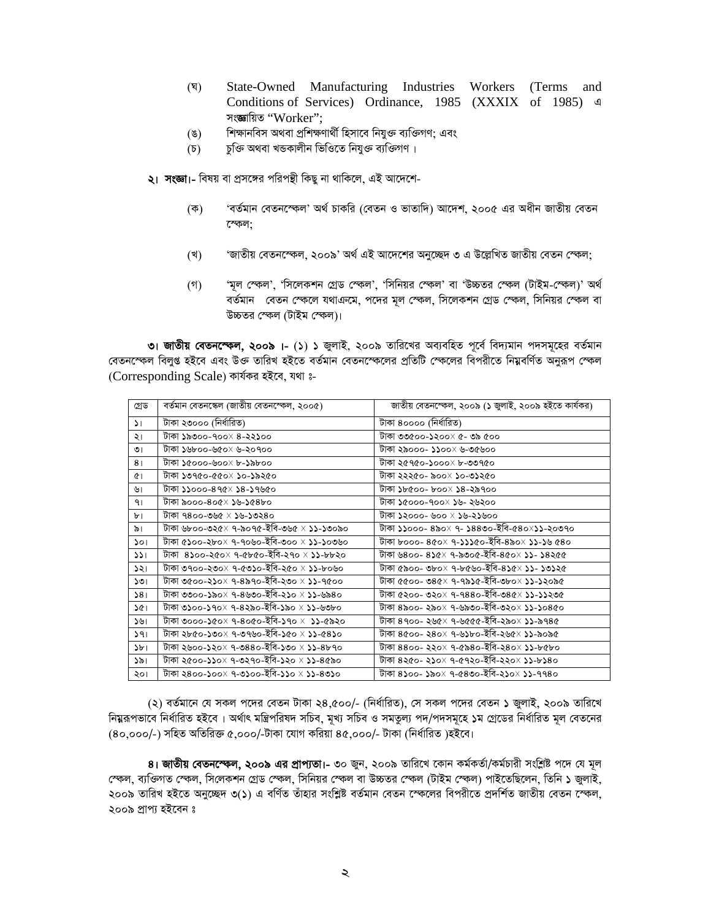(ঘ) State-Owned Manufacturing Industries Workers (Terms and Conditions of Services) Ordinance, 1985 (XXXIX of 1985) এ সংজ্ঞায়িত "Worker";

(ঙ) শিক্ষানবিস অথবা প্রশিক্ষণার্থী হিসাবে নিযুক্ত ব্যক্তিগণ; এবং

(চ) চুক্তি অথবা খন্ডকালীন ভিত্তিতে নিযুক্ত ব্যক্তিগণ।

**২। সংজ্ঞা।-** বিষয় বা প্রসঙ্গের পরিপন্থী কিছু না থাকিলে, এই আদেশে-

(ক) 'বর্তমান বেতনস্কেল' অর্থ চাকরি (বেতন ও ভাতাদি) আদেশ, ২০০৫ এর অধীন জাতীয় বেতন স্কেল;

(খ) 'জাতীয় বেতনস্কেল, ২০০৯' অর্থ এই আদেশের অনুচ্ছেদ ৩ এ উল্লেখিত জাতীয় বেতন স্কেল;

(গ) 'মূল স্কেল', 'সিলেকশন গ্রেড স্কেল', 'সিনিয়র স্কেল' বা 'উচ্চতর স্কেল (টাইম-স্কেল)' অর্থ বর্তমান বেতন স্কেলে যথাক্রমে, পদের মূল স্কেল, সিলেকশন গ্রেড স্কেল, সিনিয়র স্কেল বা উচ্চতর স্কেল (টাইম স্কেল)।

**৩। জাতীয় বেতনস্কেল, ২০০৯ ।-** (১) ১ জুলাই, ২০০৯ তারিখের অব্যবহিত পূর্বে বিদ্যমান পদসমূহের বর্তমান বেতনস্কেল বিলুপ্ত হইবে এবং উক্ত তারিখ হইতে বর্তমান বেতনস্কেলের প্রতিটি স্কেলের বিপরীতে নিম্নবর্ণিত অনুরূপ স্কেল (Corresponding Scale) কার্যকর হইবে, যথা ঃ-

| গ্রেড | বর্তমান বেতনস্কেল (জাতীয় বেতনস্কেল, ২০০৫) | জাতীয় বেতনস্কেল, ২০০৯ (১ জুলাই, ২০০৯ হইতে কার্যকর) |
|---|---|---|
| ১। | টাকা ২৩০০০ (নির্ধারিত) | টাকা ৪০০০০ (নির্ধারিত) |
| ২। | টাকা ১৯৩০০-৭০০× ৪-২২১০০ | টাকা ৩৩৫০০-১২০০× ৫- ৩৯ ৫০০ |
| ৩। | টাকা ১৬৮০০-৬৫০× ৬-২০৭০০ | টাকা ২৯০০০- ১১০০× ৬-৩৫৬০০ |
| ৪। | টাকা ১৫০০০-৬০০× ৮-১৯৮০০ | টাকা ২৫৭৫০-১০০০× ৮-৩৩৭৫০ |
| ৫। | টাকা ১৩৭৫০-৫৫০× ১০-১৯২৫০ | টাকা ২২২৫০- ৯০০× ১০-৩১২৫০ |
| ৬। | টাকা ১১০০০-৪৭৫× ১৪-১৭৬৫০ | টাকা ১৮৫০০- ৮০০× ১৪-২৯৭০০ |
| ৭। | টাকা ৯০০০-৪০৫× ১৬-১৫৪৮০ | টাকা ১৫০০০-৭০০× ১৬- ২৬২০০ |
| ৮। | টাকা ৭৪০০-৩৬৫ × ১৬-১৩২৪০ | টাকা ১২০০০- ৬০০ × ১৬-২১৬০০ |
| ৯। | টাকা ৬৮০০-৩২৫× ৭-৯০৭৫-ইবি-৩৬৫ × ১১-১৩০৯০ | টাকা ১১০০০- ৪৯০× ৭- ১৪৪৩০-ইবি-৫৪০×১১-২০৩৭০ |
| ১০। | টাকা ৫১০০-২৮০× ৭-৭০৬০-ইবি-৩০০ × ১১-১০৩৬০ | টাকা ৮০০০- ৪৫০× ৭-১১১৫০-ইবি-৪৯০× ১১-১৬ ৫৪০ |
| ১১। | টাকা ৪১০০-২৫০× ৭-৫৮৫০-ইবি-২৭০ × ১১-৮৮২০ | টাকা ৬৪০০- ৪১৫× ৭-৯৩০৫-ইবি-৪৫০× ১১- ১৪২৫৫ |
| ১২। | টাকা ৩৭০০-২৩০× ৭-৫৩১০-ইবি-২৫০ × ১১-৮০৬০ | টাকা ৫৯০০- ৩৮০× ৭-৮৫৬০-ইবি-৪১৫× ১১- ১৩১২৫ |
| ১৩। | টাকা ৩৫০০-২১০× ৭-৪৯৭০-ইবি-২৩০ × ১১-৭৫০০ | টাকা ৫৫০০- ৩৪৫× ৭-৭৯১৫-ইবি-৩৮০× ১১-১২০৯৫ |
| ১৪। | টাকা ৩৩০০-১৯০× ৭-৪৬৩০-ইবি-২১০ × ১১-৬৯৪০ | টাকা ৫২০০- ৩২০× ৭-৭৪৪০-ইবি-৩৪৫× ১১-১১২৩৫ |
| ১৫। | টাকা ৩১০০-১৭০× ৭-৪২৯০-ইবি-১৯০ × ১১-৬৩৮০ | টাকা ৪৯০০- ২৯০× ৭-৬৯৩০-ইবি-৩২০× ১১-১০৪৫০ |
| ১৬। | টাকা ৩০০০-১৫০× ৭-৪০৫০-ইবি-১৭০ × ১১-৫৯২০ | টাকা ৪৭০০- ২৬৫× ৭-৬৫৫৫-ইবি-২৯০× ১১-৯৭৪৫ |
| ১৭। | টাকা ২৮৫০-১৩০× ৭-৩৭৬০-ইবি-১৫০ × ১১-৫৪১০ | টাকা ৪৫০০- ২৪০× ৭-৬১৮০-ইবি-২৬৫× ১১-৯০৯৫ |
| ১৮। | টাকা ২৬০০-১২০× ৭-৩৪৪০-ইবি-১৩০ × ১১-৪৮৭০ | টাকা ৪৪০০- ২২০× ৭-৫৯৪০-ইবি-২৪০× ১১-৮৫৮০ |
| ১৯। | টাকা ২৫০০-১১০× ৭-৩২৭০-ইবি-১২০ × ১১-৪৫৯০ | টাকা ৪২৫০- ২১০× ৭-৫৭২০-ইবি-২২০× ১১-৮১৪০ |
| ২০। | টাকা ২৪০০-১০০× ৭-৩১০০-ইবি-১১০ × ১১-৪৩১০ | টাকা ৪১০০- ১৯০× ৭-৫৪৩০-ইবি-২১০× ১১-৭৭৪০ |

(২) বর্তমানে যে সকল পদের বেতন টাকা ২৪,৫০০/- (নির্ধারিত), সে সকল পদের বেতন ১ জুলাই, ২০০৯ তারিখে নিম্নরূপভাবে নির্ধারিত হইবে। অর্থাৎ মন্ত্রিপরিষদ সচিব, মূখ্য সচিব ও সমতুল্য পদ/পদসমূহে ১ম গ্রেডের নির্ধারিত মূল বেতনের (৪০,০০০/-) সহিত অতিরিক্ত ৫,০০০/-টাকা যোগ করিয়া ৪৫,০০০/- টাকা (নির্ধারিত )হইবে।

**৪। জাতীয় বেতনস্কেল, ২০০৯ এর প্রাপ্যতা।-** ৩০ জুন, ২০০৯ তারিখে কোন কর্মকর্তা/কর্মচারী সংশ্লিষ্ট পদে যে মূল স্কেল, ব্যক্তিগত স্কেল, সিলেকশন গ্রেড স্কেল, সিনিয়র স্কেল বা উচ্চতর স্কেল (টাইম স্কেল) পাইতেছিলেন, তিনি ১ জুলাই, ২০০৯ তারিখ হইতে অনুচ্ছেদ ৩(১) এ বর্ণিত তাঁহার সংশ্লিষ্ট বর্তমান বেতন স্কেলের বিপরীতে প্রদর্শিত জাতীয় বেতন স্কেল, ২০০৯ প্রাপ্য হইবেন ঃ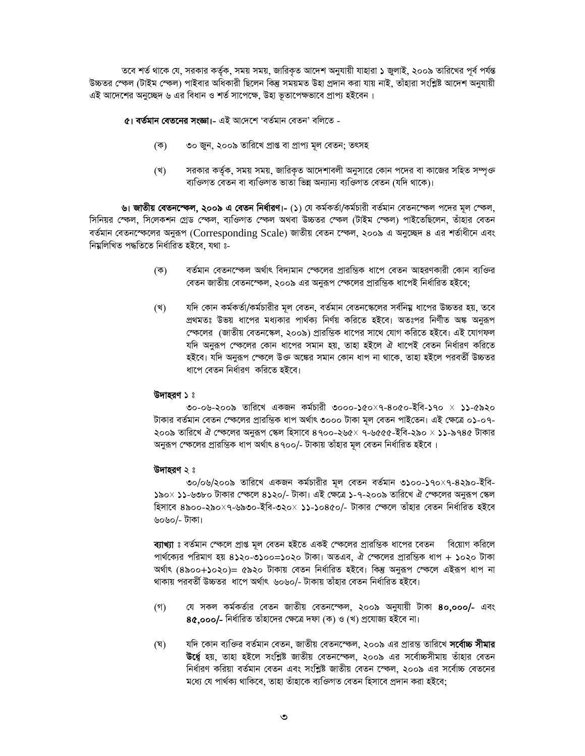তবে শর্ত থাকে যে, সরকার কর্তৃক, সময় সময়, জারিকৃত আদেশ অনুযায়ী যাহারা ১ জুলাই, ২০০৯ তারিখের পূর্ব পর্যন্ত উচ্চতর স্কেল (টাইম স্কেল) পাইবার অধিকারী ছিলেন কিন্তু সময়মত উহা প্রদান করা যায় নাই, তাঁহারা সংশ্লিষ্ট আদেশ অনুযায়ী এই আদেশের অনুচ্ছেদ ৬ এর বিধান ও শর্ত সাপেক্ষে, উহা ভূতাপেক্ষভাবে প্রাপ্য হইবেন ।

**৫। বর্তমান বেতনের সংজ্ঞা।-** এই আদেশে 'বর্তমান বেতন' বলিতে -

(ক) ৩০ জুন, ২০০৯ তারিখে প্রাপ্ত বা প্রাপ্য মূল বেতন; তৎসহ

(খ) সরকার কর্তৃক, সময় সময়, জারিকৃত আদেশাবলী অনুসারে কোন পদের বা কাজের সহিত সম্পৃক্ত ব্যক্তিগত বেতন বা ব্যক্তিগত ভাতা ভিন্ন অন্যান্য ব্যক্তিগত বেতন (যদি থাকে)।

**৬। জাতীয় বেতনস্কেল, ২০০৯ এ বেতন নির্ধারণ।-** (১) যে কর্মকর্তা/কর্মচারী বর্তমান বেতনস্কেল পদের মূল স্কেল, সিনিয়র স্কেল, সিলেকশন গ্রেড স্কেল, ব্যক্তিগত স্কেল অথবা উচ্চতর স্কেল (টাইম স্কেল) পাইতেছিলেন, তাঁহার বেতন বর্তমান বেতনস্কেলের অনুরূপ (Corresponding Scale) জাতীয় বেতন স্কেল, ২০০৯ এ অনুচ্ছেদ ৪ এর শর্তাধীনে এবং নিম্নলিখিত পদ্ধতিতে নির্ধারিত হইবে, যথা ঃ-

(ক) বর্তমান বেতনস্কেল অর্থাৎ বিদ্যমান স্কেলের প্রারম্ভিক ধাপে বেতন আহরণকারী কোন ব্যক্তির বেতন জাতীয় বেতনস্কেল, ২০০৯ এর অনুরূপ স্কেলের প্রারম্ভিক ধাপেই নির্ধারিত হইবে;

(খ) যদি কোন কর্মকর্তা/কর্মচারীর মূল বেতন, বর্তমান বেতনস্কেলের সর্বনিম্ন ধাপের উচ্চতর হয়, তবে প্রথমতঃ উভয় ধাপের মধ্যকার পার্থক্য নির্ণয় করিতে হইবে। অতঃপর নির্ণীত অঙ্ক অনুরূপ স্কেলের (জাতীয় বেতনস্কেল, ২০০৯) প্রারম্ভিক ধাপের সাথে যোগ করিতে হইবে। এই যোগফল যদি অনুরূপ স্কেলের কোন ধাপের সমান হয়, তাহা হইলে ঐ ধাপেই বেতন নির্ধারণ করিতে হইবে। যদি অনুরূপ স্কেলে উক্ত অঙ্কের সমান কোন ধাপ না থাকে, তাহা হইলে পরবর্তী উচ্চতর ধাপে বেতন নির্ধারণ করিতে হইবে।

**উদাহরণ ১ ঃ**

৩০-০৬-২০০৯ তারিখে একজন কর্মচারী ৩০০০-১৫০×৭-৪০৫০-ইবি-১৭০ × ১১-৫৯২০ টাকার বর্তমান বেতন স্কেলের প্রারম্ভিক ধাপ অর্থাৎ ৩০০০ টাকা মূল বেতন পাইতেন। এই ক্ষেত্রে ০১-০৭-২০০৯ তারিখে ঐ স্কেলের অনুরূপ স্কেল হিসাবে ৪৭০০-২৬৫× ৭-৬৫৫৫-ইবি-২৯০ × ১১-৯৭৪৫ টাকার অনুরূপ স্কেলের প্রারম্ভিক ধাপ অর্থাৎ ৪৭০০/- টাকায় তাঁহার মূল বেতন নির্ধারিত হইবে ।

**উদাহরণ ২ ঃ**

৩০/০৬/২০০৯ তারিখে একজন কর্মচারীর মূল বেতন বর্তমান ৩১০০-১৭০×৭-৪২৯০-ইবি-১৯০× ১১-৬৩৮০ টাকার স্কেলে ৪১২০/- টাকা। এই ক্ষেত্রে ১-৭-২০০৯ তারিখে ঐ স্কেলের অনুরূপ স্কেল হিসাবে ৪৯০০-২৯০×৭-৬৯৩০-ইবি-৩২০× ১১-১০৪৫০/- টাকার স্কেলে তাঁহার বেতন নির্ধারিত হইবে ৬০৬০/- টাকা।

**ব্যাখ্যা ঃ** বর্তমান স্কেলে প্রাপ্ত মূল বেতন হইতে একই স্কেলের প্রারম্ভিক ধাপের বেতন বিয়োগ করিলে পার্থক্যের পরিমাণ হয় ৪১২০-৩১০০=১০২০ টাকা। অতএব, ঐ স্কেলের প্রারম্ভিক ধাপ + ১০২০ টাকা অর্থাৎ (৪৯০০+১০২০)= ৫৯২০ টাকায় বেতন নির্ধারিত হইবে। কিন্তু অনুরূপ স্কেলে এইরূপ ধাপ না থাকায় পরবর্তী উচ্চতর ধাপে অর্থাৎ ৬০৬০/- টাকায় তাঁহার বেতন নির্ধারিত হইবে।

(গ) যে সকল কর্মকর্তার বেতন জাতীয় বেতনস্কেল, ২০০৯ অনুযায়ী টাকা **৪০,০০০/-** এবং **৪৫,০০০/-** নির্ধারিত তাঁহাদের ক্ষেত্রে দফা (ক) ও (খ) প্রযোজ্য হইবে না।

(ঘ) যদি কোন ব্যক্তির বর্তমান বেতন, জাতীয় বেতনস্কেল, ২০০৯ এর প্রারম্ভ তারিখে **সর্বোচ্চ সীমার উর্ধ্বে** হয়, তাহা হইলে সংশ্লিষ্ট জাতীয় বেতনস্কেল, ২০০৯ এর সর্বোচ্চসীমায় তাঁহার বেতন নির্ধারণ করিয়া বর্তমান বেতন এবং সংশ্লিষ্ট জাতীয় বেতন স্কেল, ২০০৯ এর সর্বোচ্চ বেতনের মধ্যে যে পার্থক্য থাকিবে, তাহা তাঁহাকে ব্যক্তিগত বেতন হিসাবে প্রদান করা হইবে;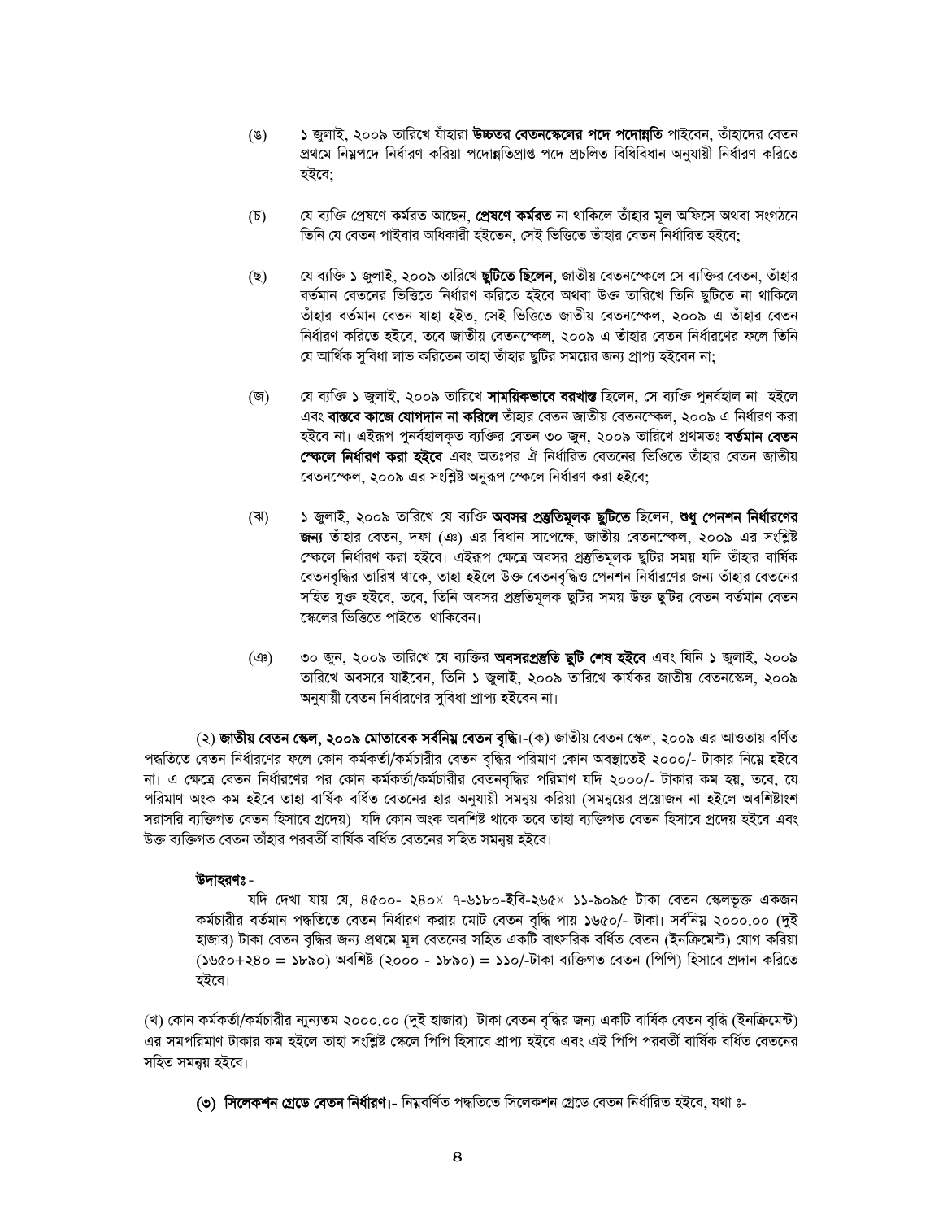(ঙ) ১ জুলাই, ২০০৯ তারিখে যাঁহারা **উচ্চতর বেতনস্কেলের পদে পদোন্নতি** পাইবেন, তাঁহাদের বেতন প্রথমে নিম্নপদে নির্ধারণ করিয়া পদোন্নতিপ্রাপ্ত পদে প্রচলিত বিধিবিধান অনুযায়ী নির্ধারণ করিতে হইবে;

(চ) যে ব্যক্তি প্রেষণে কর্মরত আছেন, **প্রেষণে কর্মরত** না থাকিলে তাঁহার মূল অফিসে অথবা সংগঠনে তিনি যে বেতন পাইবার অধিকারী হইতেন, সেই ভিত্তিতে তাঁহার বেতন নির্ধারিত হইবে;

(ছ) যে ব্যক্তি ১ জুলাই, ২০০৯ তারিখে **ছুটিতে ছিলেন,** জাতীয় বেতনস্কেলে সে ব্যক্তির বেতন, তাঁহার বর্তমান বেতনের ভিত্তিতে নির্ধারণ করিতে হইবে অথবা উক্ত তারিখে তিনি ছুটিতে না থাকিলে তাঁহার বর্তমান বেতন যাহা হইত, সেই ভিত্তিতে জাতীয় বেতনস্কেল, ২০০৯ এ তাঁহার বেতন নির্ধারণ করিতে হইবে, তবে জাতীয় বেতনস্কেল, ২০০৯ এ তাঁহার বেতন নির্ধারণের ফলে তিনি যে আর্থিক সুবিধা লাভ করিতেন তাহা তাঁহার ছুটির সময়ের জন্য প্রাপ্য হইবেন না;

(জ) যে ব্যক্তি ১ জুলাই, ২০০৯ তারিখে **সাময়িকভাবে বরখাস্ত** ছিলেন, সে ব্যক্তি পুনর্বহাল না হইলে এবং **বাস্তবে কাজে যোগদান না করিলে** তাঁহার বেতন জাতীয় বেতনস্কেল, ২০০৯ এ নির্ধারণ করা হইবে না। এইরূপ পুনর্বহালকৃত ব্যক্তির বেতন ৩০ জুন, ২০০৯ তারিখে প্রথমতঃ **বর্তমান বেতন স্কেলে নির্ধারণ করা হইবে** এবং অতঃপর ঐ নির্ধারিত বেতনের ভিত্তিতে তাঁহার বেতন জাতীয় বেতনস্কেল, ২০০৯ এর সংশ্লিষ্ট অনুরূপ স্কেলে নির্ধারণ করা হইবে;

(ঝ) ১ জুলাই, ২০০৯ তারিখে যে ব্যক্তি **অবসর প্রস্তুতিমূলক ছুটিতে** ছিলেন, **শুধু পেনশন নির্ধারণের জন্য** তাঁহার বেতন, দফা (ঞ) এর বিধান সাপেক্ষে, জাতীয় বেতনস্কেল, ২০০৯ এর সংশ্লিষ্ট স্কেলে নির্ধারণ করা হইবে। এইরূপ ক্ষেত্রে অবসর প্রস্তুতিমূলক ছুটির সময় যদি তাঁহার বার্ষিক বেতনবৃদ্ধির তারিখ থাকে, তাহা হইলে উক্ত বেতনবৃদ্ধিও পেনশন নির্ধারণের জন্য তাঁহার বেতনের সহিত যুক্ত হইবে, তবে, তিনি অবসর প্রস্তুতিমূলক ছুটির সময় উক্ত ছুটির বেতন বর্তমান বেতন স্কেলের ভিত্তিতে পাইতে থাকিবেন।

(ঞ) ৩০ জুন, ২০০৯ তারিখে যে ব্যক্তির **অবসরপ্রস্তুতি ছুটি শেষ হইবে** এবং যিনি ১ জুলাই, ২০০৯ তারিখে অবসরে যাইবেন, তিনি ১ জুলাই, ২০০৯ তারিখে কার্যকর জাতীয় বেতনস্কেল, ২০০৯ অনুযায়ী বেতন নির্ধারণের সুবিধা প্রাপ্য হইবেন না।

**(২) জাতীয় বেতন স্কেল, ২০০৯ মোতাবেক সর্বনিম্ন বেতন বৃদ্ধি।**-(ক) জাতীয় বেতন স্কেল, ২০০৯ এর আওতায় বর্ণিত পদ্ধতিতে বেতন নির্ধারণের ফলে কোন কর্মকর্তা/কর্মচারীর বেতন বৃদ্ধির পরিমাণ কোন অবস্থাতেই ২০০০/- টাকার নিম্নে হইবে না। এ ক্ষেত্রে বেতন নির্ধারণের পর কোন কর্মকর্তা/কর্মচারীর বেতনবৃদ্ধির পরিমাণ যদি ২০০০/- টাকার কম হয়, তবে, যে পরিমাণ অংক কম হইবে তাহা বার্ষিক বর্ধিত বেতনের হার অনুযায়ী সমন্বয় করিয়া (সমন্বয়ের প্রয়োজন না হইলে অবশিষ্টাংশ সরাসরি ব্যক্তিগত বেতন হিসাবে প্রদেয়) যদি কোন অংক অবশিষ্ট থাকে তবে তাহা ব্যক্তিগত বেতন হিসাবে প্রদেয় হইবে এবং উক্ত ব্যক্তিগত বেতন তাঁহার পরবর্তী বার্ষিক বর্ধিত বেতনের সহিত সমন্বয় হইবে।

**উদাহরণঃ**-

যদি দেখা যায় যে, ৪৫০০- ২৪০× ৭-৬১৮০-ইবি-২৬৫× ১১-৯০৯৫ টাকা বেতন স্কেলভুক্ত একজন কর্মচারীর বর্তমান পদ্ধতিতে বেতন নির্ধারণ করায় মোট বেতন বৃদ্ধি পায় ১৬৫০/- টাকা। সর্বনিম্ন ২০০০.০০ (দুই হাজার) টাকা বেতন বৃদ্ধির জন্য প্রথমে মূল বেতনের সহিত একটি বাৎসরিক বর্ধিত বেতন (ইনক্রিমেন্ট) যোগ করিয়া (১৬৫০+২৪০ = ১৮৯০) অবশিষ্ট (২০০০ - ১৮৯০) = ১১০/-টাকা ব্যক্তিগত বেতন (পিপি) হিসাবে প্রদান করিতে হইবে।

(খ) কোন কর্মকর্তা/কর্মচারীর ন্যূনতম ২০০০.০০ (দুই হাজার) টাকা বেতন বৃদ্ধির জন্য একটি বার্ষিক বেতন বৃদ্ধি (ইনক্রিমেন্ট) এর সমপরিমাণ টাকার কম হইলে তাহা সংশ্লিষ্ট স্কেলে পিপি হিসাবে প্রাপ্য হইবে এবং এই পিপি পরবর্তী বার্ষিক বর্ধিত বেতনের সহিত সমন্বয় হইবে।

**(৩) সিলেকশন গ্রেডে বেতন নির্ধারণ।**- নিম্নবর্ণিত পদ্ধতিতে সিলেকশন গ্রেডে বেতন নির্ধারিত হইবে, যথা ঃ-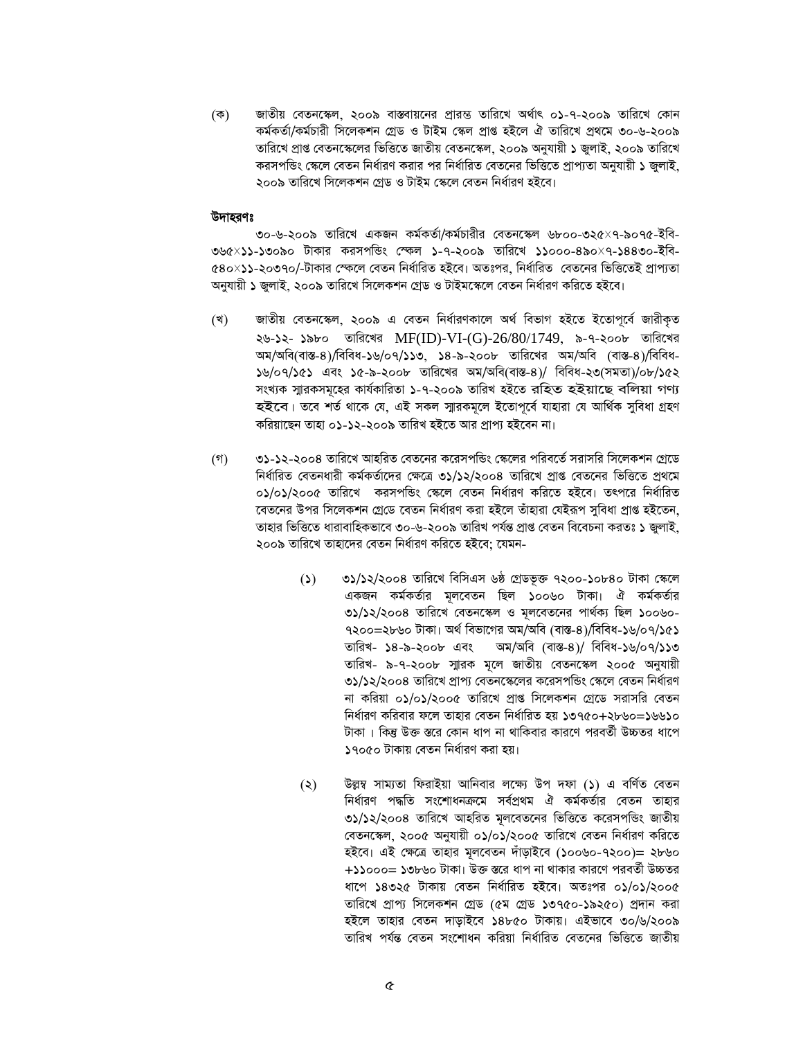(ক) জাতীয় বেতনস্কেল, ২০০৯ বাস্তবায়নের প্রারম্ভ তারিখে অর্থাৎ ০১-৭-২০০৯ তারিখে কোন কর্মকর্তা/কর্মচারী সিলেকশন গ্রেড ও টাইম স্কেল প্রাপ্ত হইলে ঐ তারিখে প্রথমে ৩০-৬-২০০৯ তারিখে প্রাপ্ত বেতনস্কেলের ভিত্তিতে জাতীয় বেতনস্কেল, ২০০৯ অনুযায়ী ১ জুলাই, ২০০৯ তারিখে করসপন্ডিং স্কেলে বেতন নির্ধারণ করার পর নির্ধারিত বেতনের ভিত্তিতে প্রাপ্যতা অনুযায়ী ১ জুলাই, ২০০৯ তারিখে সিলেকশন গ্রেড ও টাইম স্কেলে বেতন নির্ধারণ হইবে।

**উদাহরণঃ**

৩০-৬-২০০৯ তারিখে একজন কর্মকর্তা/কর্মচারীর বেতনস্কেল ৬৮০০-৩২৫×৭-৯০৭৫-ইবি-৩৬৫×১১-১৩০৯০ টাকার করসপন্ডিং স্কেল ১-৭-২০০৯ তারিখে ১১০০০-৪৯০×৭-১৪৪৩০-ইবি-৫৪০×১১-২০৩৭০/-টাকার স্কেলে বেতন নির্ধারিত হইবে। অতঃপর, নির্ধারিত বেতনের ভিত্তিতেই প্রাপ্যতা অনুযায়ী ১ জুলাই, ২০০৯ তারিখে সিলেকশন গ্রেড ও টাইমস্কেলে বেতন নির্ধারণ করিতে হইবে।

(খ) জাতীয় বেতনস্কেল, ২০০৯ এ বেতন নির্ধারণকালে অর্থ বিভাগ হইতে ইতোপূর্বে জারীকৃত ২৬-১২- ১৯৮০ তারিখের MF(ID)-VI-(G)-26/80/1749, ৯-৭-২০০৮ তারিখের অম/অবি(বাস্ত-৪)/বিবিধ-১৬/০৭/১১৩, ১৪-৯-২০০৮ তারিখের অম/অবি (বাস্ত-৪)/বিবিধ-১৬/০৭/১৫১ এবং ১৫-৯-২০০৮ তারিখের অম/অবি(বাস্ত-৪)/ বিবিধ-২৩(সমতা)/০৮/১৫২ সংখ্যক স্মারকসমূহের কার্যকারিতা ১-৭-২০০৯ তারিখ হইতে **রহিত হইয়াছে বলিয়া গণ্য হইবে**। তবে শর্ত থাকে যে, এই সকল স্মারকমূলে ইতোপূর্বে যাহারা যে আর্থিক সুবিধা গ্রহণ করিয়াছেন তাহা ০১-১২-২০০৯ তারিখ হইতে আর প্রাপ্য হইবেন না।

(গ) ৩১-১২-২০০৪ তারিখে আহরিত বেতনের করেসপন্ডিং স্কেলের পরিবর্তে সরাসরি সিলেকশন গ্রেডে নির্ধারিত বেতনধারী কর্মকর্তাদের ক্ষেত্রে ৩১/১২/২০০৪ তারিখে প্রাপ্ত বেতনের ভিত্তিতে প্রথমে ০১/০১/২০০৫ তারিখে করসপন্ডিং স্কেলে বেতন নির্ধারণ করিতে হইবে। তৎপরে নির্ধারিত বেতনের উপর সিলেকশন গ্রেডে বেতন নির্ধারণ করা হইলে তাঁহারা যেইরূপ সুবিধা প্রাপ্ত হইতেন, তাহার ভিত্তিতে ধারাবাহিকভাবে ৩০-৬-২০০৯ তারিখ পর্যন্ত প্রাপ্ত বেতন বিবেচনা করতঃ ১ জুলাই, ২০০৯ তারিখে তাহাদের বেতন নির্ধারণ করিতে হইবে; যেমন-

(১) ৩১/১২/২০০৪ তারিখে বিসিএস ৬ষ্ঠ গ্রেডভুক্ত ৭২০০-১০৮৪০ টাকা স্কেলে একজন কর্মকর্তার মূলবেতন ছিল ১০০৬০ টাকা। ঐ কর্মকর্তার ৩১/১২/২০০৪ তারিখে বেতনস্কেল ও মূলবেতনের পার্থক্য ছিল ১০০৬০-৭২০০=২৮৬০ টাকা। অর্থ বিভাগের অম/অবি (বাস্ত-৪)/বিবিধ-১৬/০৭/১৫১ তারিখ- ১৪-৯-২০০৮ এবং অম/অবি (বাস্ত-৪)/ বিবিধ-১৬/০৭/১১৩ তারিখ- ৯-৭-২০০৮ স্মারক মূলে জাতীয় বেতনস্কেল ২০০৫ অনুযায়ী ৩১/১২/২০০৪ তারিখে প্রাপ্য বেতনস্কেলের করেসপন্ডিং স্কেলে বেতন নির্ধারণ না করিয়া ০১/০১/২০০৫ তারিখে প্রাপ্ত সিলেকশন গ্রেডে সরাসরি বেতন নির্ধারণ করিবার ফলে তাহার বেতন নির্ধারিত হয় ১৩৭৫০+২৮৬০=১৬৬১০ টাকা । কিন্তু উক্ত স্তরে কোন ধাপ না থাকিবার কারণে পরবর্তী উচ্চতর ধাপে ১৭০৫০ টাকায় বেতন নির্ধারণ করা হয়।

(২) উল্লম্ব সাম্যতা ফিরাইয়া আনিবার লক্ষ্যে উপ দফা (১) এ বর্ণিত বেতন নির্ধারণ পদ্ধতি সংশোধনক্রমে সর্বপ্রথম ঐ কর্মকর্তার বেতন তাহার ৩১/১২/২০০৪ তারিখে আহরিত মূলবেতনের ভিত্তিতে করেসপন্ডিং জাতীয় বেতনস্কেল, ২০০৫ অনুযায়ী ০১/০১/২০০৫ তারিখে বেতন নির্ধারণ করিতে হইবে। এই ক্ষেত্রে তাহার মূলবেতন দাঁড়াইবে (১০০৬০-৭২০০)= ২৮৬০ +১১০০০= ১৩৮৬০ টাকা। উক্ত স্তরে ধাপ না থাকার কারণে পরবর্তী উচ্চতর ধাপে ১৪৩২৫ টাকায় বেতন নির্ধারিত হইবে। অতঃপর ০১/০১/২০০৫ তারিখে প্রাপ্য সিলেকশন গ্রেড (৫ম গ্রেড ১৩৭৫০-১৯২৫০) প্রদান করা হইলে তাহার বেতন দাড়াইবে ১৪৮৫০ টাকায়। এইভাবে ৩০/৬/২০০৯ তারিখ পর্যন্ত বেতন সংশোধন করিয়া নির্ধারিত বেতনের ভিত্তিতে জাতীয়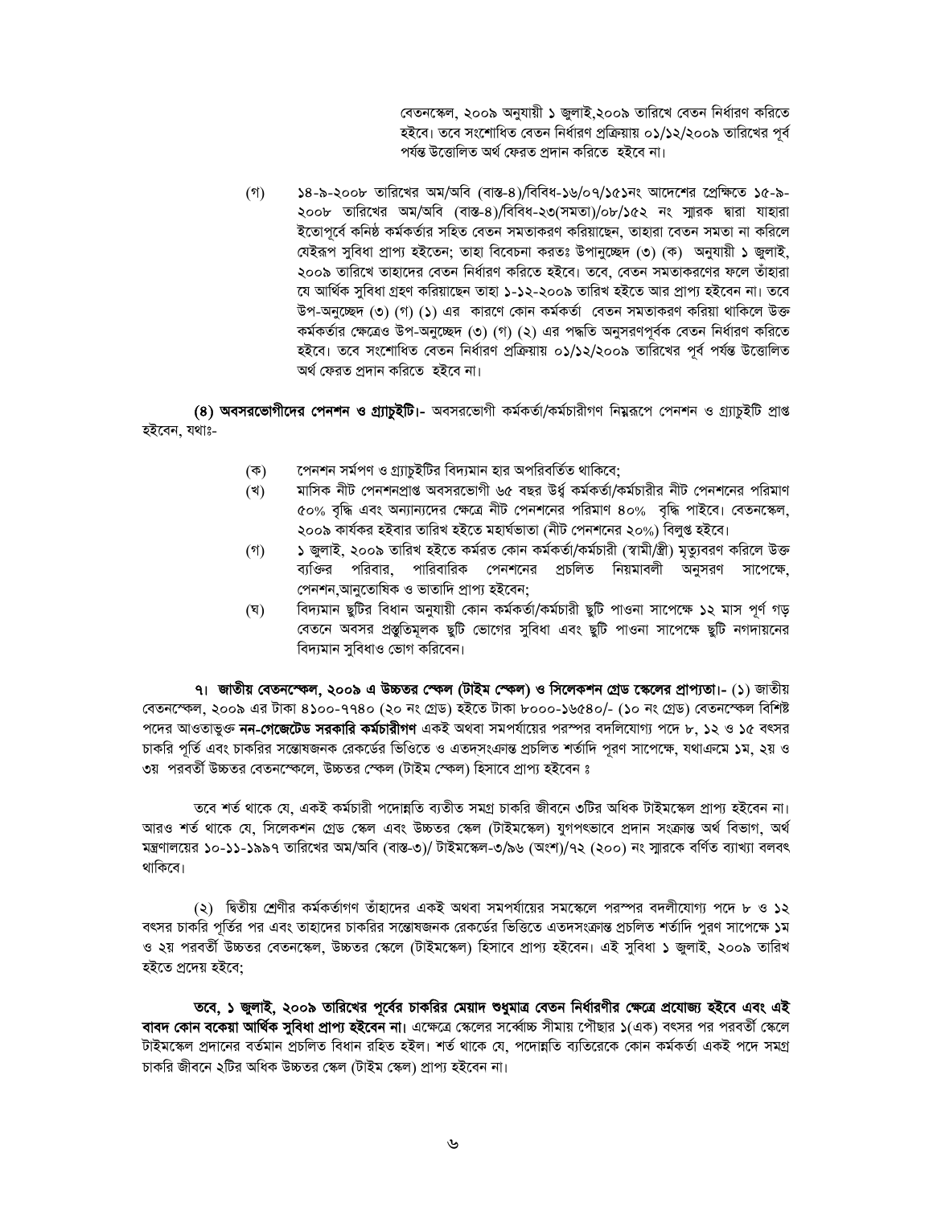বেতনস্কেল, ২০০৯ অনুযায়ী ১ জুলাই,২০০৯ তারিখে বেতন নির্ধারণ করিতে হইবে। তবে সংশোধিত বেতন নির্ধারণ প্রক্রিয়ায় ০১/১২/২০০৯ তারিখের পূর্ব পর্যন্ত উত্তোলিত অর্থ ফেরত প্রদান করিতে হইবে না।

(গ) ১৪-৯-২০০৮ তারিখের অম/অবি (বাস্ত-৪)/বিবিধ-১৬/০৭/১৫১নং আদেশের প্রেক্ষিতে ১৫-৯-২০০৮ তারিখের অম/অবি (বাস্ত-৪)/বিবিধ-২৩(সমতা)/০৮/১৫২ নং স্মারক দ্বারা যাহারা ইতোপূর্বে কনিষ্ঠ কর্মকর্তার সহিত বেতন সমতাকরণ করিয়াছেন, তাহারা বেতন সমতা না করিলে যেইরূপ সুবিধা প্রাপ্য হইতেন; তাহা বিবেচনা করতঃ উপানুচ্ছেদ (৩) (ক) অনুযায়ী ১ জুলাই, ২০০৯ তারিখে তাহাদের বেতন নির্ধারণ করিতে হইবে। তবে, বেতন সমতাকরণের ফলে তাঁহারা যে আর্থিক সুবিধা গ্রহণ করিয়াছেন তাহা ১-১২-২০০৯ তারিখ হইতে আর প্রাপ্য হইবেন না। তবে উপ-অনুচ্ছেদ (৩) (গ) (১) এর কারণে কোন কর্মকর্তা বেতন সমতাকরণ করিয়া থাকিলে উক্ত কর্মকর্তার ক্ষেত্রেও উপ-অনুচ্ছেদ (৩) (গ) (২) এর পদ্ধতি অনুসরণপূর্বক বেতন নির্ধারণ করিতে হইবে। তবে সংশোধিত বেতন নির্ধারণ প্রক্রিয়ায় ০১/১২/২০০৯ তারিখের পূর্ব পর্যন্ত উত্তোলিত অর্থ ফেরত প্রদান করিতে হইবে না।

**(৪) অবসরভোগীদের পেনশন ও গ্র্যাচুইটি।**- অবসরভোগী কর্মকর্তা/কর্মচারীগণ নিম্নরূপে পেনশন ও গ্র্যাচুইটি প্রাপ্ত হইবেন, যথাঃ-

(ক) পেনশন সমর্পণ ও গ্র্যাচুইটির বিদ্যমান হার অপরিবর্তিত থাকিবে;

(খ) মাসিক নীট পেনশনপ্রাপ্ত অবসরভোগী ৬৫ বছর উর্ধ্ব কর্মকর্তা/কর্মচারীর নীট পেনশনের পরিমাণ ৫০% বৃদ্ধি এবং অন্যান্যদের ক্ষেত্রে নীট পেনশনের পরিমাণ ৪০% বৃদ্ধি পাইবে। বেতনস্কেল, ২০০৯ কার্যকর হইবার তারিখ হইতে মহার্ঘভাতা (নীট পেনশনের ২০%) বিলুপ্ত হইবে।

(গ) ১ জুলাই, ২০০৯ তারিখ হইতে কর্মরত কোন কর্মকর্তা/কর্মচারী (স্বামী/স্ত্রী) মৃত্যুবরণ করিলে উক্ত ব্যক্তির পরিবার, পারিবারিক পেনশনের প্রচলিত নিয়মাবলী অনুসরণ সাপেক্ষে, পেনশন,আনুতোষিক ও ভাতাদি প্রাপ্য হইবেন;

(ঘ) বিদ্যমান ছুটির বিধান অনুযায়ী কোন কর্মকর্তা/কর্মচারী ছুটি পাওনা সাপেক্ষে ১২ মাস পূর্ণ গড় বেতনে অবসর প্রস্তুতিমূলক ছুটি ভোগের সুবিধা এবং ছুটি পাওনা সাপেক্ষে ছুটি নগদায়নের বিদ্যমান সুবিধাও ভোগ করিবেন।

**৭। জাতীয় বেতনস্কেল, ২০০৯ এ উচ্চতর স্কেল (টাইম স্কেল) ও সিলেকশন গ্রেড স্কেলের প্রাপ্যতা।**- (১) জাতীয় বেতনস্কেল, ২০০৯ এর টাকা ৪১০০-৭৭৪০ (২০ নং গ্রেড) হইতে টাকা ৮০০০-১৬৫৪০/- (১০ নং গ্রেড) বেতনস্কেল বিশিষ্ট পদের আওতাভুক্ত **নন-গেজেটেড সরকারি কর্মচারীগণ** একই অথবা সমপর্যায়ের পরস্পর বদলিযোগ্য পদে ৮, ১২ ও ১৫ বৎসর চাকরি পূর্তি এবং চাকরির সন্তোষজনক রেকর্ডের ভিত্তিতে ও এতদসংক্রান্ত প্রচলিত শর্তাদি পূরণ সাপেক্ষে, যথাক্রমে ১ম, ২য় ও ৩য় পরবর্তী উচ্চতর বেতনস্কেলে, উচ্চতর স্কেল (টাইম স্কেল) হিসাবে প্রাপ্য হইবেন ঃ

তবে শর্ত থাকে যে, একই কর্মচারী পদোন্নতি ব্যতীত সমগ্র চাকরি জীবনে ৩টির অধিক টাইমস্কেল প্রাপ্য হইবেন না। আরও শর্ত থাকে যে, সিলেকশন গ্রেড স্কেল এবং উচ্চতর স্কেল (টাইমস্কেল) যুগপৎভাবে প্রদান সংক্রান্ত অর্থ বিভাগ, অর্থ মন্ত্রণালয়ের ১০-১১-১৯৯৭ তারিখের অম/অবি (বাস্ত-৩)/ টাইমস্কেল-৩/৯৬ (অংশ)/৭২ (২০০) নং স্মারকে বর্ণিত ব্যাখ্যা বলবৎ থাকিবে।

(২) দ্বিতীয় শ্রেণীর কর্মকর্তাগণ তাঁহাদের একই অথবা সমপর্যায়ের সমস্কেলে পরস্পর বদলীযোগ্য পদে ৮ ও ১২ বৎসর চাকরি পূর্তির পর এবং তাহাদের চাকরির সন্তোষজনক রেকর্ডের ভিত্তিতে এতদসংক্রান্ত প্রচলিত শর্তাদি পূরণ সাপেক্ষে ১ম ও ২য় পরবর্তী উচ্চতর বেতনস্কেল, উচ্চতর স্কেলে (টাইমস্কেল) হিসাবে প্রাপ্য হইবেন। এই সুবিধা ১ জুলাই, ২০০৯ তারিখ হইতে প্রদেয় হইবে;

**তবে, ১ জুলাই, ২০০৯ তারিখের পূর্বের চাকরির মেয়াদ শুধুমাত্র বেতন নির্ধারণীর ক্ষেত্রে প্রযোজ্য হইবে এবং এই বাবদ কোন বকেয়া আর্থিক সুবিধা প্রাপ্য হইবেন না।** এক্ষেত্রে স্কেলের সর্বোচ্চ সীমায় পৌছার ১(এক) বৎসর পর পরবর্তী স্কেলে টাইমস্কেল প্রদানের বর্তমান প্রচলিত বিধান রহিত হইল। শর্ত থাকে যে, পদোন্নতি ব্যতিরেকে কোন কর্মকর্তা একই পদে সমগ্র চাকরি জীবনে ২টির অধিক উচ্চতর স্কেল (টাইম স্কেল) প্রাপ্য হইবেন না।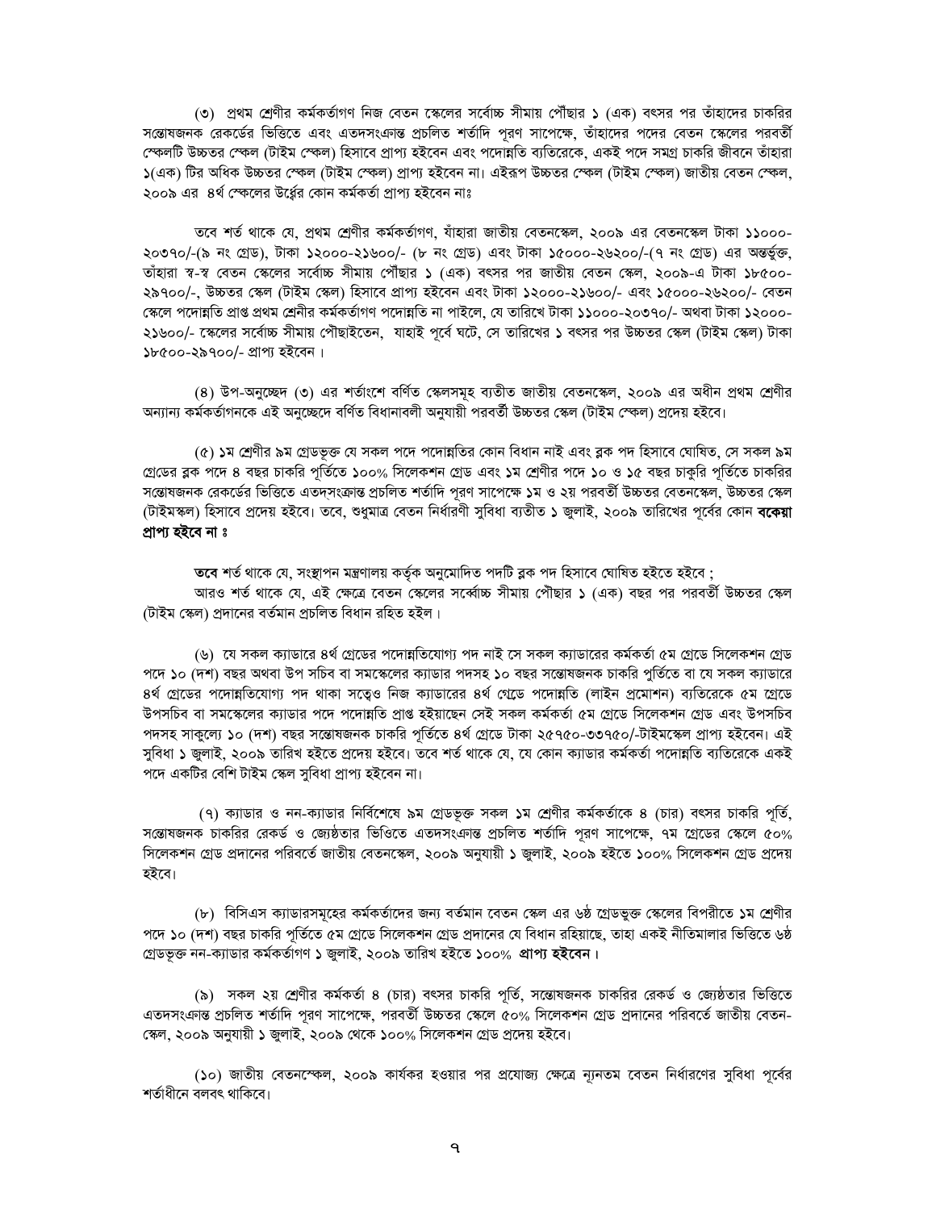(৩) প্রথম শ্রেণীর কর্মকর্তাগণ নিজ বেতন স্কেলের সর্বোচ্চ সীমায় পৌঁছার ১ (এক) বৎসর পর তাঁহাদের চাকরির সন্তোষজনক রেকর্ডের ভিত্তিতে এবং এতদসংক্রান্ত প্রচলিত শর্তাদি পূরণ সাপেক্ষে, তাঁহাদের পদের বেতন স্কেলের পরবর্তী স্কেলটি উচ্চতর স্কেল (টাইম স্কেল) হিসাবে প্রাপ্য হইবেন এবং পদোন্নতি ব্যতিরেকে, একই পদে সমগ্র চাকরি জীবনে তাঁহারা ১(এক) টির অধিক উচ্চতর স্কেল (টাইম স্কেল) প্রাপ্য হইবেন না। এইরূপ উচ্চতর স্কেল (টাইম স্কেল) জাতীয় বেতন স্কেল, ২০০৯ এর ৪র্থ স্কেলের উর্ধ্বের কোন কর্মকর্তা প্রাপ্য হইবেন নাঃ

তবে শর্ত থাকে যে, প্রথম শ্রেণীর কর্মকর্তাগণ, যাঁহারা জাতীয় বেতনস্কেল, ২০০৯ এর বেতনস্কেল টাকা ১১০০০-২০৩৭০/-(৯ নং গ্রেড), টাকা ১২০০০-২১৬০০/- (৮ নং গ্রেড) এবং টাকা ১৫০০০-২৬২০০/-(৭ নং গ্রেড) এর অন্তর্ভুক্ত, তাঁহারা স্ব-স্ব বেতন স্কেলের সর্বোচ্চ সীমায় পৌঁছার ১ (এক) বৎসর পর জাতীয় বেতন স্কেল, ২০০৯-এ টাকা ১৮৫০০-২৯৭০০/-, উচ্চতর স্কেল (টাইম স্কেল) হিসাবে প্রাপ্য হইবেন এবং টাকা ১২০০০-২১৬০০/- এবং ১৫০০০-২৬২০০/- বেতন স্কেলে পদোন্নতি প্রাপ্ত প্রথম শ্রেনীর কর্মকর্তাগণ পদোন্নতি না পাইলে, যে তারিখে টাকা ১১০০০-২০৩৭০/- অথবা টাকা ১২০০০-২১৬০০/- স্কেলের সর্বোচ্চ সীমায় পৌঁছাইতেন, যাহাই পূর্বে ঘটে, সে তারিখের ১ বৎসর পর উচ্চতর স্কেল (টাইম স্কেল) টাকা ১৮৫০০-২৯৭০০/- প্রাপ্য হইবেন ।

(৪) উপ-অনুচ্ছেদ (৩) এর শর্তাংশে বর্ণিত স্কেলসমূহ ব্যতীত জাতীয় বেতনস্কেল, ২০০৯ এর অধীন প্রথম শ্রেণীর অন্যান্য কর্মকর্তাগনকে এই অনুচ্ছেদে বর্ণিত বিধানাবলী অনুযায়ী পরবর্তী উচ্চতর স্কেল (টাইম স্কেল) প্রদেয় হইবে।

(৫) ১ম শ্রেণীর ৯ম গ্রেডভুক্ত যে সকল পদে পদোন্নতির কোন বিধান নাই এবং ব্লক পদ হিসাবে ঘোষিত, সে সকল ৯ম গ্রেডের ব্লক পদে ৪ বছর চাকরি পূর্তিতে ১০০% সিলেকশন গ্রেড এবং ১ম শ্রেণীর পদে ১০ ও ১৫ বছর চাকুরি পূর্তিতে চাকরির সন্তোষজনক রেকর্ডের ভিত্তিতে এতদসংক্রান্ত প্রচলিত শর্তাদি পূরণ সাপেক্ষে ১ম ও ২য় পরবর্তী উচ্চতর বেতনস্কেল, উচ্চতর স্কেল (টাইমস্কল) হিসাবে প্রদেয় হইবে। তবে, শুধুমাত্র বেতন নির্ধারণী সুবিধা ব্যতীত ১ জুলাই, ২০০৯ তারিখের পূর্বের কোন **বকেয়া প্রাপ্য হইবে না ঃ**

**তবে** শর্ত থাকে যে, সংস্থাপন মন্ত্রণালয় কর্তৃক অনুমোদিত পদটি ব্লক পদ হিসাবে ঘোষিত হইতে হইবে ;
আরও শর্ত থাকে যে, এই ক্ষেত্রে বেতন স্কেলের সর্ব্বোচ্চ সীমায় পৌঁছার ১ (এক) বছর পর পরবর্তী উচ্চতর স্কেল (টাইম স্কেল) প্রদানের বর্তমান প্রচলিত বিধান রহিত হইল ।

(৬) যে সকল ক্যাডারে ৪র্থ গ্রেডের পদোন্নতিযোগ্য পদ নাই সে সকল ক্যাডারের কর্মকর্তা ৫ম গ্রেডে সিলেকশন গ্রেড পদে ১০ (দশ) বছর অথবা উপ সচিব বা সমস্কেলের ক্যাডার পদসহ ১০ বছর সন্তোষজনক চাকরি পূর্তিতে বা যে সকল ক্যাডারে ৪র্থ গ্রেডের পদোন্নতিযোগ্য পদ থাকা সত্বেও নিজ ক্যাডারের ৪র্থ গেড়ে পদোন্নতি (লাইন প্রমোশন) ব্যতিরেকে ৫ম গ্রেডে উপসচিব বা সমস্কেলের ক্যাডার পদে পদোন্নতি প্রাপ্ত হইয়াছেন সেই সকল কর্মকর্তা ৫ম গ্রেডে সিলেকশন গ্রেড এবং উপসচিব পদসহ সাকুল্যে ১০ (দশ) বছর সন্তোষজনক চাকরি পূর্তিতে ৪র্থ গ্রেডে টাকা ২৫৭৫০-৩৩৭৫০/-টাইমস্কেল প্রাপ্য হইবেন। এই সুবিধা ১ জুলাই, ২০০৯ তারিখ হইতে প্রদেয় হইবে। তবে শর্ত থাকে যে, যে কোন ক্যাডার কর্মকর্তা পদোন্নতি ব্যতিরেকে একই পদে একটির বেশি টাইম স্কেল সুবিধা প্রাপ্য হইবেন না।

(৭) ক্যাডার ও নন-ক্যাডার নির্বিশেষে ৯ম গ্রেডভুক্ত সকল ১ম শ্রেণীর কর্মকর্তাকে ৪ (চার) বৎসর চাকরি পূর্তি, সন্তোষজনক চাকরির রেকর্ড ও জ্যেষ্ঠতার ভিত্তিতে এতদসংক্রান্ত প্রচলিত শর্তাদি পূরণ সাপেক্ষে, ৭ম গ্রেডের স্কেলে ৫০% সিলেকশন গ্রেড প্রদানের পরিবর্তে জাতীয় বেতনস্কেল, ২০০৯ অনুযায়ী ১ জুলাই, ২০০৯ হইতে ১০০% সিলেকশন গ্রেড প্রদেয় হইবে।

(৮) বিসিএস ক্যাডারসমূহের কর্মকর্তাদের জন্য বর্তমান বেতন স্কেল এর ৬ষ্ঠ গ্রেডভুক্ত স্কেলের বিপরীতে ১ম শ্রেণীর পদে ১০ (দশ) বছর চাকরি পূর্তিতে ৫ম গ্রেডে সিলেকশন গ্রেড প্রদানের যে বিধান রহিয়াছে, তাহা একই নীতিমালার ভিত্তিতে ৬ষ্ঠ গ্রেডভুক্ত নন-ক্যাডার কর্মকর্তাগণ ১ জুলাই, ২০০৯ তারিখ হইতে ১০০% **প্রাপ্য হইবেন** ।

(৯) সকল ২য় শ্রেণীর কর্মকর্তা ৪ (চার) বৎসর চাকরি পূর্তি, সন্তোষজনক চাকরির রেকর্ড ও জ্যেষ্ঠতার ভিত্তিতে এতদসংক্রান্ত প্রচলিত শর্তাদি পূরণ সাপেক্ষে, পরবর্তী উচ্চতর স্কেলে ৫০% সিলেকশন গ্রেড প্রদানের পরিবর্তে জাতীয় বেতন-স্কেল, ২০০৯ অনুযায়ী ১ জুলাই, ২০০৯ থেকে ১০০% সিলেকশন গ্রেড প্রদেয় হইবে।

(১০) জাতীয় বেতনস্কেল, ২০০৯ কার্যকর হওয়ার পর প্রযোজ্য ক্ষেত্রে ন্যনতম বেতন নির্ধারণের সুবিধা পূর্বের শর্তাধীনে বলবৎ থাকিবে।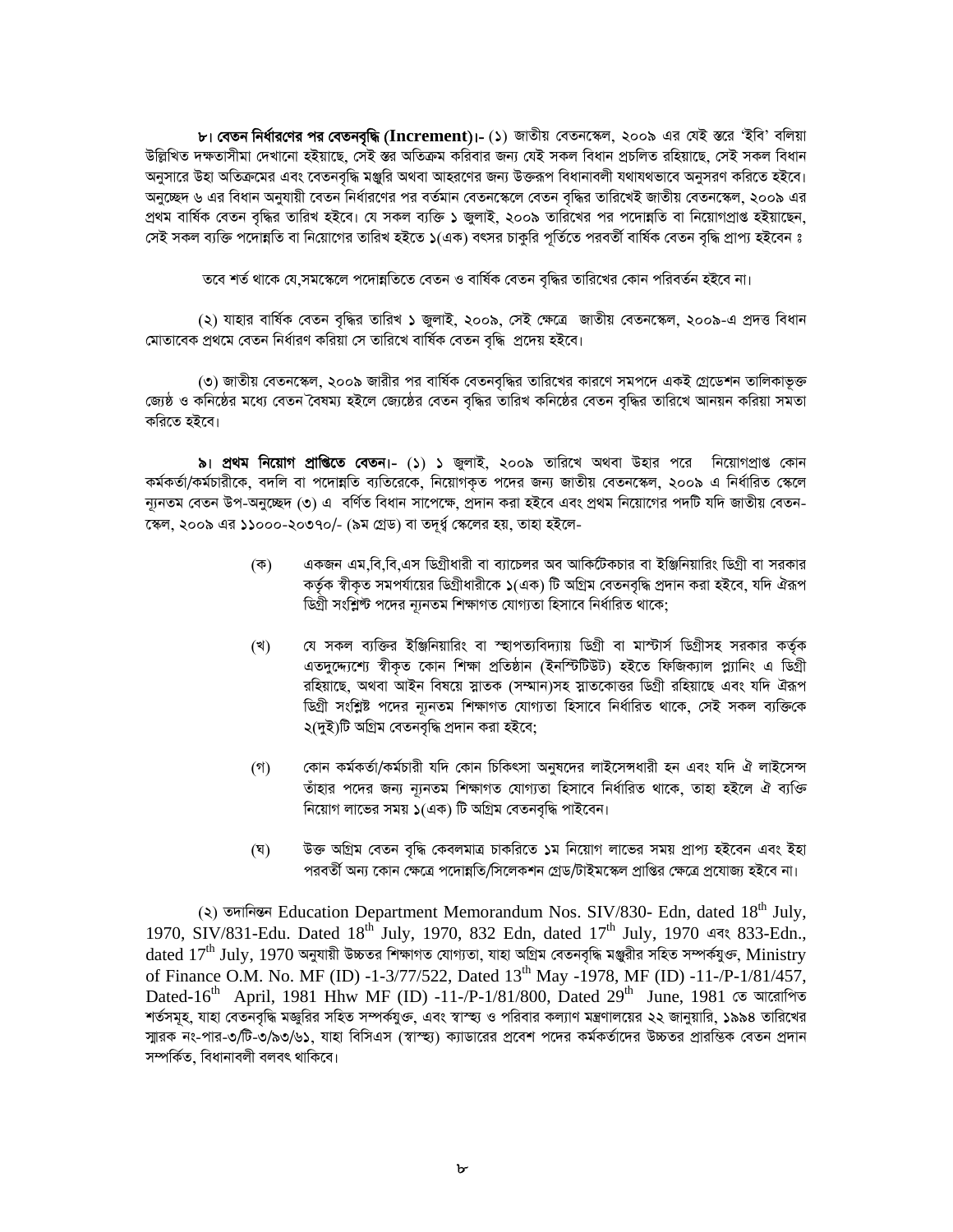**৮। বেতন নির্ধারণের পর বেতনবৃদ্ধি (Increment)।-** (১) জাতীয় বেতনস্কেল, ২০০৯ এর যেই স্তরে 'ইবি' বলিয়া উল্লিখিত দক্ষতাসীমা দেখানো হইয়াছে, সেই স্তর অতিক্রম করিবার জন্য যেই সকল বিধান প্রচলিত রহিয়াছে, সেই সকল বিধান অনুসারে উহা অতিক্রমের এবং বেতনবৃদ্ধি মঞ্জুরি অথবা আহরণের জন্য উক্তরূপ বিধানাবলী যথাযথভাবে অনুসরণ করিতে হইবে। অনুচ্ছেদ ৬ এর বিধান অনুযায়ী বেতন নির্ধারণের পর বর্তমান বেতনস্কেলে বেতন বৃদ্ধির তারিখেই জাতীয় বেতনস্কেল, ২০০৯ এর প্রথম বার্ষিক বেতন বৃদ্ধির তারিখ হইবে। যে সকল ব্যক্তি ১ জুলাই, ২০০৯ তারিখের পর পদোন্নতি বা নিয়োগপ্রাপ্ত হইয়াছেন, সেই সকল ব্যক্তি পদোন্নতি বা নিয়োগের তারিখ হইতে ১(এক) বৎসর চাকুরি পূর্তিতে পরবর্তী বার্ষিক বেতন বৃদ্ধি প্রাপ্য হইবেন ঃ

তবে শর্ত থাকে যে,সমস্কেলে পদোন্নতিতে বেতন ও বার্ষিক বেতন বৃদ্ধির তারিখের কোন পরিবর্তন হইবে না।

(২) যাহার বার্ষিক বেতন বৃদ্ধির তারিখ ১ জুলাই, ২০০৯, সেই ক্ষেত্রে জাতীয় বেতনস্কেল, ২০০৯-এ প্রদত্ত বিধান মোতাবেক প্রথমে বেতন নির্ধারণ করিয়া সে তারিখে বার্ষিক বেতন বৃদ্ধি প্রদেয় হইবে।

(৩) জাতীয় বেতনস্কেল, ২০০৯ জারীর পর বার্ষিক বেতনবৃদ্ধির তারিখের কারণে সমপদে একই গ্রেডেশন তালিকাভুক্ত জ্যেষ্ঠ ও কনিষ্ঠের মধ্যে বেতন বৈষম্য হইলে জ্যেষ্ঠের বেতন বৃদ্ধির তারিখ কনিষ্ঠের বেতন বৃদ্ধির তারিখে আনয়ন করিয়া সমতা করিতে হইবে।

**৯। প্রথম নিয়োগ প্রাপ্তিতে বেতন।-** (১) ১ জুলাই, ২০০৯ তারিখে অথবা উহার পরে নিয়োগপ্রাপ্ত কোন কর্মকর্তা/কর্মচারীকে, বদলি বা পদোন্নতি ব্যতিরেকে, নিয়োগকৃত পদের জন্য জাতীয় বেতনস্কেল, ২০০৯ এ নির্ধারিত স্কেলে ন্যূনতম বেতন উপ-অনুচ্ছেদ (৩) এ বর্ণিত বিধান সাপেক্ষে, প্রদান করা হইবে এবং প্রথম নিয়োগের পদটি যদি জাতীয় বেতন-স্কেল, ২০০৯ এর ১১০০০-২০৩৭০/- (৯ম গ্রেড) বা তদূর্ধ্ব স্কেলের হয়, তাহা হইলে-

(ক) একজন এম,বি,বি,এস ডিগ্রীধারী বা ব্যাচেলর অব আর্কিটেকচার বা ইঞ্জিনিয়ারিং ডিগ্রী বা সরকার কর্তৃক স্বীকৃত সমপর্যায়ের ডিগ্রীধারীকে ১(এক) টি অগ্রিম বেতনবৃদ্ধি প্রদান করা হইবে, যদি ঐরূপ ডিগ্রী সংশ্লিষ্ট পদের ন্যূনতম শিক্ষাগত যোগ্যতা হিসাবে নির্ধারিত থাকে;

(খ) যে সকল ব্যক্তির ইঞ্জিনিয়ারিং বা স্থাপত্যবিদ্যায় ডিগ্রী বা মাস্টার্স ডিগ্রীসহ সরকার কর্তৃক এতদুদ্দেশ্যে স্বীকৃত কোন শিক্ষা প্রতিষ্ঠান (ইনস্টিটিউট) হইতে ফিজিক্যাল প্ল্যানিং এ ডিগ্রী রহিয়াছে, অথবা আইন বিষয়ে স্নাতক (সম্মান)সহ স্নাতকোত্তর ডিগ্রী রহিয়াছে এবং যদি ঐরূপ ডিগ্রী সংশ্লিষ্ট পদের ন্যূনতম শিক্ষাগত যোগ্যতা হিসাবে নির্ধারিত থাকে, সেই সকল ব্যক্তিকে ২(দুই)টি অগ্রিম বেতনবৃদ্ধি প্রদান করা হইবে;

(গ) কোন কর্মকর্তা/কর্মচারী যদি কোন চিকিৎসা অনুষদের লাইসেন্সধারী হন এবং যদি ঐ লাইসেন্স তাঁহার পদের জন্য ন্যূনতম শিক্ষাগত যোগ্যতা হিসাবে নির্ধারিত থাকে, তাহা হইলে ঐ ব্যক্তি নিয়োগ লাভের সময় ১(এক) টি অগ্রিম বেতনবৃদ্ধি পাইবেন।

(ঘ) উক্ত অগ্রিম বেতন বৃদ্ধি কেবলমাত্র চাকরিতে ১ম নিয়োগ লাভের সময় প্রাপ্য হইবে এবং ইহা পরবর্তী অন্য কোন ক্ষেত্রে পদোন্নতি/সিলেকশন গ্রেড/টাইমস্কেল প্রাপ্তির ক্ষেত্রে প্রযোজ্য হইবে না।

(২) তদানিন্তন Education Department Memorandum Nos. SIV/830- Edn, dated 18th July, 1970, SIV/831-Edu. Dated 18th July, 1970, 832 Edn, dated 17th July, 1970 এবং 833-Edn., dated 17th July, 1970 অনুযায়ী উচ্চতর শিক্ষাগত যোগ্যতা, যাহা অগ্রিম বেতনবৃদ্ধি মঞ্জুরীর সহিত সম্পর্কযুক্ত, Ministry of Finance O.M. No. MF (ID) -1-3/77/522, Dated 13th May -1978, MF (ID) -11-/P-1/81/457, Dated-16th April, 1981 Hhw MF (ID) -11-/P-1/81/800, Dated 29th June, 1981 তে আরোপিত শর্তসমূহ, যাহা বেতনবৃদ্ধি মঞ্জুরির সহিত সম্পর্কযুক্ত, এবং স্বাস্থ্য ও পরিবার কল্যাণ মন্ত্রণালয়ের ২২ জানুয়ারি, ১৯৯৪ তারিখের স্মারক নং-পার-৩/টি-৩/৯৩/৬১, যাহা বিসিএস (স্বাস্থ্য) ক্যাডারের প্রবেশ পদের কর্মকর্তাদের উচ্চতর প্রারম্ভিক বেতন প্রদান সম্পর্কিত, বিধানাবলী বলবৎ থাকিবে।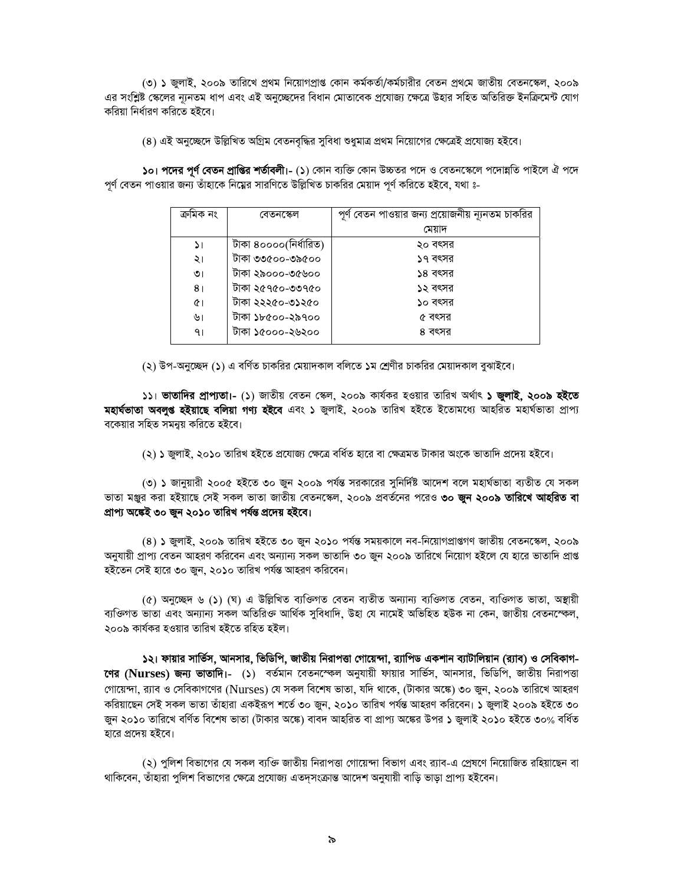(৩) ১ জুলাই, ২০০৯ তারিখে প্রথম নিয়োগপ্রাপ্ত কোন কর্মকর্তা/কর্মচারীর বেতন প্রথমে জাতীয় বেতনস্কেল, ২০০৯ এর সংশ্লিষ্ট স্কেলের ন্যূনতম ধাপ এবং এই অনুচ্ছেদের বিধান মোতাবেক প্রযোজ্য ক্ষেত্রে উহার সহিত অতিরিক্ত ইনক্রিমেন্ট যোগ করিয়া নির্ধারণ করিতে হইবে।

(৪) এই অনুচ্ছেদে উল্লিখিত অগ্রিম বেতনবৃদ্ধির সুবিধা শুধুমাত্র প্রথম নিয়োগের ক্ষেত্রেই প্রযোজ্য হইবে।

**১০। পদের পূর্ণ বেতন প্রাপ্তির শর্তাবলী।-** (১) কোন ব্যক্তি কোন উচ্চতর পদে ও বেতনস্কেলে পদোন্নতি পাইলে ঐ পদে পূর্ণ বেতন পাওয়ার জন্য তাঁহাকে নিম্নের সারণিতে উল্লিখিত চাকরির মেয়াদ পূর্ণ করিতে হইবে, যথা ঃ-

| ক্রমিক নং | বেতনস্কেল | পূর্ণ বেতন পাওয়ার জন্য প্রয়োজনীয় ন্যূনতম চাকরির মেয়াদ |
|---|---|---|
| ১। | টাকা ৪০০০০(নির্ধারিত) | ২০ বৎসর |
| ২। | টাকা ৩৩৫০০-৩৯৫০০ | ১৭ বৎসর |
| ৩। | টাকা ২৯০০০-৩৫৬০০ | ১৪ বৎসর |
| ৪। | টাকা ২৫৭৫০-৩৩৭৫০ | ১২ বৎসর |
| ৫। | টাকা ২২২৫০-৩১২৫০ | ১০ বৎসর |
| ৬। | টাকা ১৮৫০০-২৯৭০০ | ৫ বৎসর |
| ৭। | টাকা ১৫০০০-২৬২০০ | ৪ বৎসর |

(২) উপ-অনুচ্ছেদ (১) এ বর্ণিত চাকরির মেয়াদকাল বলিতে ১ম শ্রেণীর চাকরির মেয়াদকাল বুঝাইবে।

**১১। ভাতাদির প্রাপ্যতা।-** (১) জাতীয় বেতন স্কেল, ২০০৯ কার্যকর হওয়ার তারিখ অর্থাৎ **১ জুলাই, ২০০৯ হইতে মহার্ঘভাতা অবলুপ্ত হইয়াছে বলিয়া গণ্য হইবে** এবং ১ জুলাই, ২০০৯ তারিখ হইতে ইতোমধ্যে আহরিত মহার্ঘভাতা প্রাপ্য বকেয়ার সহিত সমন্বয় করিতে হইবে।

(২) ১ জুলাই, ২০১০ তারিখ হইতে প্রযোজ্য ক্ষেত্রে বর্ধিত হারে বা ক্ষেত্রমত টাকার অংকে ভাতাদি প্রদেয় হইবে।

(৩) ১ জানুয়ারী ২০০৫ হইতে ৩০ জুন ২০০৯ পর্যন্ত সরকারের সুনির্দিষ্ট আদেশ বলে মহার্ঘভাতা ব্যতীত যে সকল ভাতা মঞ্জুর করা হইয়াছে সেই সকল ভাতা জাতীয় বেতনস্কেল, ২০০৯ প্রবর্তনের পরেও **৩০ জুন ২০০৯ তারিখে আহরিত বা প্রাপ্য অঙ্কেই ৩০ জুন ২০১০ তারিখ পর্যন্ত প্রদেয় হইবে।**

(৪) ১ জুলাই, ২০০৯ তারিখ হইতে ৩০ জুন ২০১০ পর্যন্ত সময়কালে নব-নিয়োগপ্রাপ্তগণ জাতীয় বেতনস্কেল, ২০০৯ অনুযায়ী প্রাপ্য বেতন আহরণ করিবেন এবং অন্যান্য সকল ভাতাদি ৩০ জুন ২০০৯ তারিখে নিয়োগ হইলে যে হারে ভাতাদি প্রাপ্ত হইতেন সেই হারে ৩০ জুন, ২০১০ তারিখ পর্যন্ত আহরণ করিবেন।

(৫) অনুচ্ছেদ ৬ (১) (ঘ) এ উল্লিখিত ব্যক্তিগত বেতন ব্যতীত অন্যান্য ব্যক্তিগত বেতন, ব্যক্তিগত ভাতা, অস্থায়ী ব্যক্তিগত ভাতা এবং অন্যান্য সকল অতিরিক্ত আর্থিক সুবিধাদি, উহা যে নামেই অভিহিত হউক না কেন, জাতীয় বেতনস্কেল, ২০০৯ কার্যকর হওয়ার তারিখ হইতে রহিত হইল।

**১২। ফায়ার সার্ভিস, আনসার, ভিডিপি, জাতীয় নিরাপত্তা গোয়েন্দা, র‌্যাপিড একশান ব্যাটালিয়ান (র‌্যাব) ও সেবিকাগণের (Nurses) জন্য ভাতাদি।-** (১) বর্তমান বেতনস্কেল অনুযায়ী ফায়ার সার্ভিস, আনসার, ভিডিপি, জাতীয় নিরাপত্তা গোয়েন্দা, র‌্যাব ও সেবিকাগণের (Nurses) যে সকল বিশেষ ভাতা, যদি থাকে, (টাকার অঙ্কে) ৩০ জুন, ২০০৯ তারিখে আহরণ করিয়াছেন সেই সকল ভাতা তাঁহারা একইরূপ শর্তে ৩০ জুন, ২০১০ তারিখ পর্যন্ত আহরণ করিবেন। ১ জুলাই ২০০৯ হইতে ৩০ জুন ২০১০ তারিখে বর্ণিত বিশেষ ভাতা (টাকার অঙ্কে) বাবদ আহরিত বা প্রাপ্য অঙ্কের উপর ১ জুলাই ২০১০ হইতে ৩০% বর্ধিত হারে প্রদেয় হইবে।

(২) পুলিশ বিভাগের যে সকল ব্যক্তি জাতীয় নিরাপত্তা গোয়েন্দা বিভাগ এবং র‌্যাব-এ প্রেষণে নিয়োজিত রহিয়াছেন বা থাকিবেন, তাঁহারা পুলিশ বিভাগের ক্ষেত্রে প্রযোজ্য এতদ্‌সংক্রান্ত আদেশ অনুযায়ী বাড়ি ভাড়া প্রাপ্য হইবেন।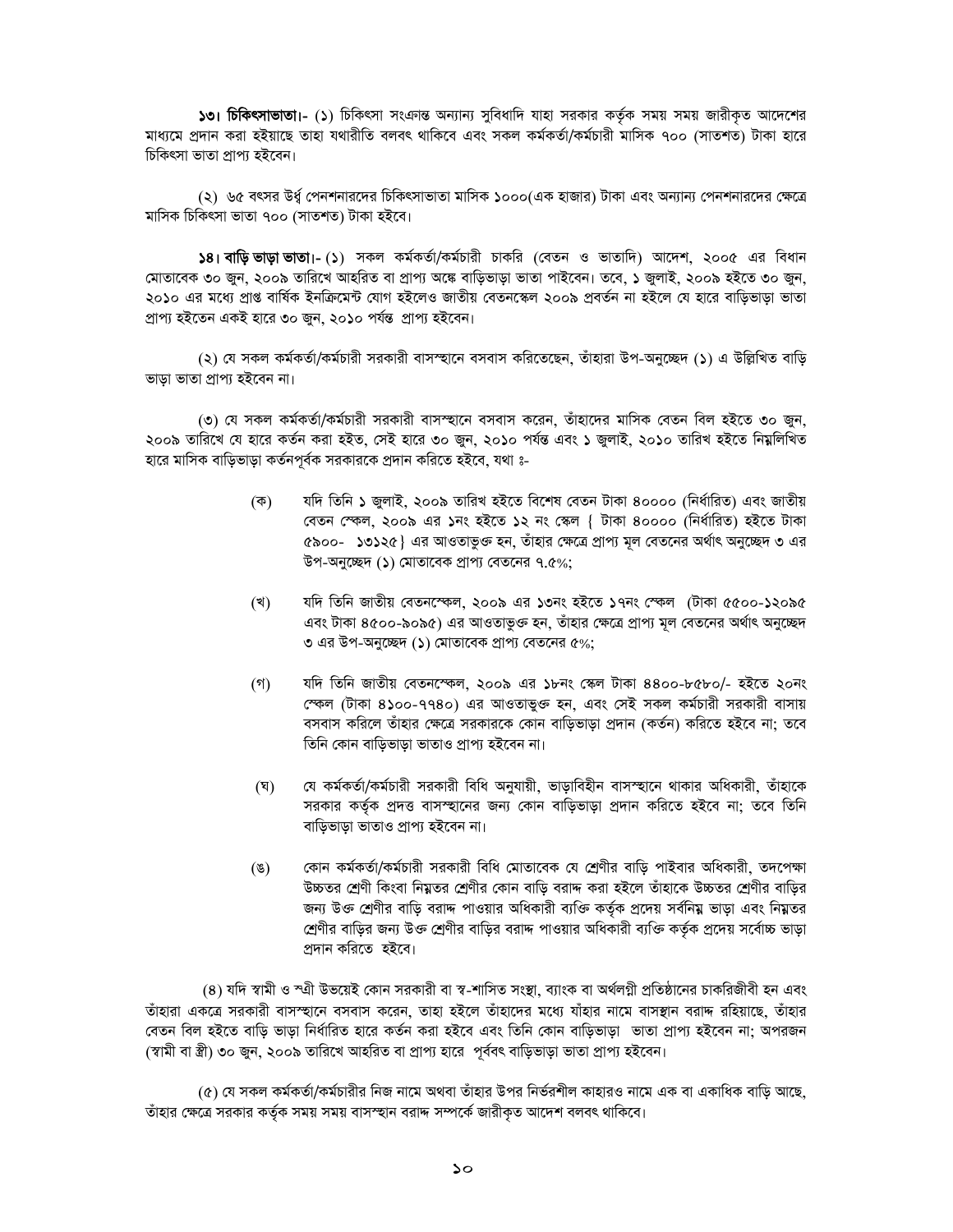**১৩। চিকিৎসাভাতা।-** (১) চিকিৎসা সংক্রান্ত অন্যান্য সুবিধাদি যাহা সরকার কর্তৃক সময় সময় জারীকৃত আদেশের মাধ্যমে প্রদান করা হইয়াছে তাহা যথারীতি বলবৎ থাকিবে এবং সকল কর্মকর্তা/কর্মচারী মাসিক ৭০০ (সাতশত) টাকা হারে চিকিৎসা ভাতা প্রাপ্য হইবেন।

(২) ৬৫ বৎসর উর্ধ্ব পেনশনারদের চিকিৎসাভাতা মাসিক ১০০০(এক হাজার) টাকা এবং অন্যান্য পেনশনারদের ক্ষেত্রে মাসিক চিকিৎসা ভাতা ৭০০ (সাতশত) টাকা হইবে।

**১৪। বাড়ি ভাড়া ভাতা।-** (১) সকল কর্মকর্তা/কর্মচারী চাকরি (বেতন ও ভাতাদি) আদেশ, ২০০৫ এর বিধান মোতাবেক ৩০ জুন, ২০০৯ তারিখে আহরিত বা প্রাপ্য অঙ্কে বাড়িভাড়া ভাতা পাইবেন। তবে, ১ জুলাই, ২০০৯ হইতে ৩০ জুন, ২০১০ এর মধ্যে প্রাপ্ত বার্ষিক ইনক্রিমেন্ট যোগ হইলেও জাতীয় বেতনস্কেল ২০০৯ প্রবর্তন না হইলে যে হারে বাড়িভাড়া ভাতা প্রাপ্য হইতেন একই হারে ৩০ জুন, ২০১০ পর্যন্ত প্রাপ্য হইবেন।

(২) যে সকল কর্মকর্তা/কর্মচারী সরকারী বাসস্থানে বসবাস করিতেছেন, তাঁহারা উপ-অনুচ্ছেদ (১) এ উল্লিখিত বাড়ি ভাড়া ভাতা প্রাপ্য হইবেন না।

(৩) যে সকল কর্মকর্তা/কর্মচারী সরকারী বাসস্থানে বসবাস করেন, তাঁহাদের মাসিক বেতন বিল হইতে ৩০ জুন, ২০০৯ তারিখে যে হারে কর্তন করা হইত, সেই হারে ৩০ জুন, ২০১০ পর্যন্ত এবং ১ জুলাই, ২০১০ তারিখ হইতে নিম্নলিখিত হারে মাসিক বাড়িভাড়া কর্তনপূর্বক সরকারকে প্রদান করিতে হইবে, যথা ঃ-

(ক) যদি তিনি ১ জুলাই, ২০০৯ তারিখ হইতে বিশেষ বেতন টাকা ৪০০০০ (নির্ধারিত) এবং জাতীয় বেতন স্কেল, ২০০৯ এর ১নং হইতে ১২ নং স্কেল { টাকা ৪০০০০ (নির্ধারিত) হইতে টাকা ৫৯০০- ১৩১২৫} এর আওতাভুক্ত হন, তাঁহার ক্ষেত্রে প্রাপ্য মূল বেতনের অর্থাৎ অনুচ্ছেদ ৩ এর উপ-অনুচ্ছেদ (১) মোতাবেক প্রাপ্য বেতনের ৭.৫%;

(খ) যদি তিনি জাতীয় বেতনস্কেল, ২০০৯ এর ১৩নং হইতে ১৭নং স্কেল (টাকা ৫৫০০-১২০৯৫ এবং টাকা ৪৫০০-৯০৯৫) এর আওতাভুক্ত হন, তাঁহার ক্ষেত্রে প্রাপ্য মূল বেতনের অর্থাৎ অনুচ্ছেদ ৩ এর উপ-অনুচ্ছেদ (১) মোতাবেক প্রাপ্য বেতনের ৫%;

(গ) যদি তিনি জাতীয় বেতনস্কেল, ২০০৯ এর ১৮নং স্কেল টাকা ৪৪০০-৮৫৮০/- হইতে ২০নং স্কেল (টাকা ৪১০০-৭৭৪০) এর আওতাভুক্ত হন, এবং সেই সকল কর্মচারী সরকারী বাসায় বসবাস করিলে তাঁহার ক্ষেত্রে সরকারকে কোন বাড়িভাড়া প্রদান (কর্তন) করিতে হইবে না; তবে তিনি কোন বাড়িভাড়া ভাতাও প্রাপ্য হইবেন না।

(ঘ) যে কর্মকর্তা/কর্মচারী সরকারী বিধি অনুযায়ী, ভাড়াবিহীন বাসস্থানে থাকার অধিকারী, তাঁহাকে সরকার কর্তৃক প্রদত্ত বাসস্থানের জন্য কোন বাড়িভাড়া প্রদান করিতে হইবে না; তবে তিনি বাড়িভাড়া ভাতাও প্রাপ্য হইবেন না।

(ঙ) কোন কর্মকর্তা/কর্মচারী সরকারী বিধি মোতাবেক যে শ্রেণীর বাড়ি পাইবার অধিকারী, তদপেক্ষা উচ্চতর শ্রেণী কিংবা নিম্নতর শ্রেণীর কোন বাড়ি বরাদ্দ করা হইলে তাঁহাকে উচ্চতর শ্রেণীর বাড়ির জন্য উক্ত শ্রেণীর বাড়ি বরাদ্দ পাওয়ার অধিকারী ব্যক্তি কর্তৃক প্রদেয় সর্বনিম্ন ভাড়া এবং নিম্নতর শ্রেণীর বাড়ির জন্য উক্ত শ্রেণীর বাড়ির বরাদ্দ পাওয়ার অধিকারী ব্যক্তি কর্তৃক প্রদেয় সর্বোচ্চ ভাড়া প্রদান করিতে হইবে।

(৪) যদি স্বামী ও স্ত্রী উভয়েই কোন সরকারী বা স্ব-শাসিত সংস্থা, ব্যাংক বা অর্থলগ্নী প্রতিষ্ঠানের চাকরিজীবী হন এবং তাঁহারা একত্রে সরকারী বাসস্থানে বসবাস করেন, তাহা হইলে তাঁহাদের মধ্যে যাঁহার নামে বাসস্থান বরাদ্দ রহিয়াছে, তাঁহার বেতন বিল হইতে বাড়ি ভাড়া নির্ধারিত হারে কর্তন করা হইবে এবং তিনি কোন বাড়িভাড়া ভাতা প্রাপ্য হইবেন না; অপরজন (স্বামী বা স্ত্রী) ৩০ জুন, ২০০৯ তারিখে আহরিত বা প্রাপ্য হারে পূর্ববৎ বাড়িভাড়া ভাতা প্রাপ্য হইবেন।

(৫) যে সকল কর্মকর্তা/কর্মচারীর নিজ নামে অথবা তাঁহার উপর নির্ভরশীল কাহারও নামে এক বা একাধিক বাড়ি আছে, তাঁহার ক্ষেত্রে সরকার কর্তৃক সময় সময় বাসস্থান বরাদ্দ সম্পর্কে জারীকৃত আদেশ বলবৎ থাকিবে।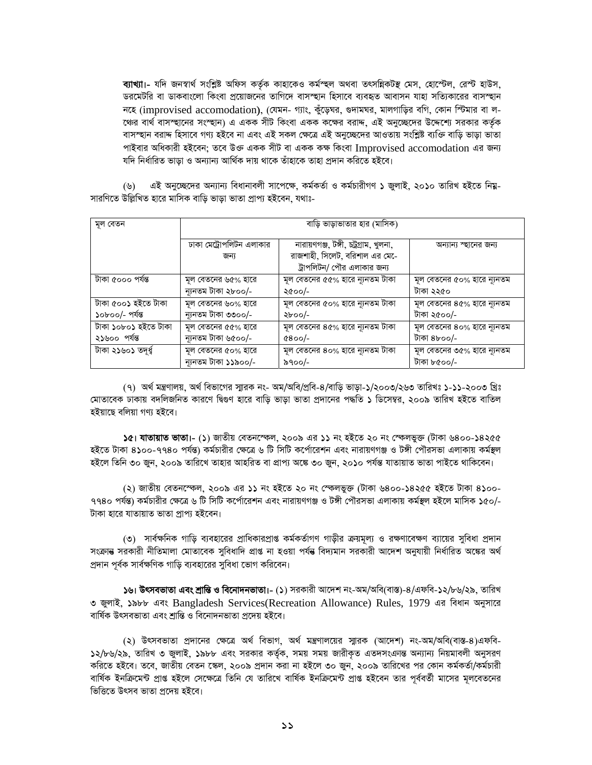**ব্যাখ্যা।-** যদি জনস্বার্থ সংশ্লিষ্ট অফিস কর্তৃক কাহাকেও কর্মস্থল অথবা তৎসন্নিকটস্থ মেস, হোস্টেল, রেস্ট হাউস, ডরমেটরি বা ডাকবাংলো কিংবা প্রয়োজনের তাগিদে বাসস্থান হিসাবে ব্যবহৃত আবাসন যাহা সত্যিকারের বাসস্থান নহে (improvised accomodation), (যেমন- গ্যাং, কুঁড়েঘর, গুদামঘর, মালগাড়ির বগি, কোন স্টিমার বা ল-ঞ্চের বার্থ বাসস্থানের সংস্থান) এ একক সীট কিংবা একক কক্ষের বরাদ্দ, এই অনুচ্ছেদের উদ্দেশ্যে সরকার কর্তৃক বাসস্থান বরাদ্দ হিসাবে গণ্য হইবে না এবং এই সকল ক্ষেত্রে এই অনুচ্ছেদের আওতায় সংশ্লিষ্ট ব্যক্তি বাড়ি ভাড়া ভাতা পাইবার অধিকারী হইবেন; তবে উক্ত একক সীট বা একক কক্ষ কিংবা Improvised accomodation এর জন্য যদি নির্ধারিত ভাড়া ও অন্যান্য আর্থিক দায় থাকে তাঁহাকে তাহা প্রদান করিতে হইবে।

(৬) এই অনুচ্ছেদের অন্যান্য বিধানাবলী সাপেক্ষে, কর্মকর্তা ও কর্মচারীগণ **১** জুলাই, ২০১০ তারিখ হইতে নিম্ন-সারণিতে উল্লিখিত হারে মাসিক বাড়ি ভাড়া ভাতা প্রাপ্য হইবেন, যথাঃ-

| মূল বেতন | বাড়ি ভাড়াভাতার হার (মাসিক) | | |
|---|---|---|---|
| | ঢাকা মেট্রোপলিটন এলাকার জন্য | নারায়ণগঞ্জ, টঙ্গী, চট্টগ্রাম, খুলনা, রাজশাহী, সিলেট, বরিশাল এর মে-ট্রোপলিটন/ পৌর এলাকার জন্য | অন্যান্য স্থানের জন্য |
| টাকা ৫০০০ পর্যন্ত | মূল বেতনের ৬৫% হারে ন্যূনতম টাকা ২৮০০/- | মূল বেতনের ৫৫% হারে ন্যূনতম টাকা ২৫০০/- | মূল বেতনের ৫০% হারে ন্যূনতম টাকা ২২৫০ |
| টাকা ৫০০১ হইতে টাকা ১০৮০০/- পর্যন্ত | মূল বেতনের ৬০% হারে ন্যূনতম টাকা ৩৩০০/- | মূল বেতনের ৫০% হারে ন্যূনতম টাকা ২৮০০/- | মূল বেতনের ৪৫% হারে ন্যূনতম টাকা ২৫০০/- |
| টাকা ১০৮০১ হইতে টাকা ২১৬০০ পর্যন্ত | মূল বেতনের ৫৫% হারে ন্যূনতম টাকা ৬৫০০/- | মূল বেতনের ৪৫% হারে ন্যূনতম টাকা ৫৪০০/- | মূল বেতনের ৪০% হারে ন্যূনতম টাকা ৪৮০০/- |
| টাকা ২১৬০১ তদূর্ধ্ব | মূল বেতনের ৫০% হারে ন্যূনতম টাকা ১১৯০০/- | মূল বেতনের ৪০% হারে ন্যূনতম টাকা ৯৭০০/- | মূল বেতনের ৩৫% হারে ন্যূনতম টাকা ৮৫০০/- |

(৭) অর্থ মন্ত্রণালয়, অর্থ বিভাগের স্মারক নং- অম/অবি/প্রবি-৪/বাড়ি ভাড়া-১/২০০৩/২৬৩ তারিখঃ **১-১১-২০০৩** খ্রিঃ মোতাবেক ঢাকায় বদলিজনিত কারণে দ্বিগুণ হারে বাড়ি ভাড়া ভাতা প্রদানের পদ্ধতি ১ ডিসেম্বর, ২০০৯ তারিখ হইতে বাতিল হইয়াছে বলিয়া গণ্য হইবে।

**১৫। যাতায়াত ভাতা।-** (১) জাতীয় বেতনস্কেল, ২০০৯ এর **১১** নং হইতে ২০ নং স্কেলভুক্ত (টাকা ৬৪০০-১৪২৫৫ হইতে টাকা ৪১০০-৭৭৪০ পর্যন্ত) কর্মচারীর ক্ষেত্রে ৬ টি সিটি কর্পোরেশন এবং নারায়ণগঞ্জ ও টঙ্গী পৌরসভা এলাকায় কর্মস্থল হইলে তিনি ৩০ জুন, ২০০৯ তারিখে তাহার আহরিত বা প্রাপ্য অঙ্কে ৩০ জুন, ২০১০ পর্যন্ত যাতায়াত ভাতা পাইতে থাকিবেন।

(২) জাতীয় বেতনস্কেল, ২০০৯ এর **১১** নং হইতে ২০ নং স্কেলভুক্ত (টাকা ৬৪০০-১৪২৫৫ হইতে টাকা ৪১০০-৭৭৪০ পর্যন্ত) কর্মচারীর ক্ষেত্রে ৬ টি সিটি কর্পোরেশন এবং নারায়ণগঞ্জ ও টঙ্গী পৌরসভা এলাকায় কর্মস্থল হইলে মাসিক ১৫০/- টাকা হারে যাতায়াত ভাতা প্রাপ্য হইবেন।

(৩) সার্বক্ষনিক গাড়ি ব্যবহারের প্রাধিকারপ্রাপ্ত কর্মকর্তাগণ গাড়ীর ক্রয়মূল্য ও রক্ষণাবেক্ষণ ব্যয়ের সুবিধা প্রদান সংক্রান্ত সরকারী নীতিমালা মোতাবেক সুবিধাদি প্রাপ্ত না হওয়া পর্যন্ত বিদ্যমান সরকারী আদেশ অনুযায়ী নির্ধারিত অঙ্কের অর্থ প্রদান পূর্বক সার্বক্ষণিক গাড়ি ব্যবহারের সুবিধা ভোগ করিবেন।

**১৬। উৎসবভাতা এবং শ্রান্তি ও বিনোদনভাতা।-** (১) সরকারী আদেশ নং-অম/অবি(বাস্ত)-৪/এফবি-১২/৮৬/২৯, তারিখ ৩ জুলাই, ১৯৮৮ এবং Bangladesh Services(Recreation Allowance) Rules, 1979 এর বিধান অনুসারে বার্ষিক উৎসবভাতা এবং শ্রান্তি ও বিনোদনভাতা প্রদেয় হইবে।

(২) উৎসবভাতা প্রদানের ক্ষেত্রে অর্থ বিভাগ, অর্থ মন্ত্রণালয়ের স্মারক (আদেশ) নং-অম/অবি(বাস্ত-৪)এফবি-১২/৮৬/২৯, তারিখ **৩** জুলাই, **১৯৮৮** এবং সরকার কর্তৃক, সময় সময় জারীকৃত এতদসংক্রান্ত অন্যান্য নিয়মাবলী অনুসরণ করিতে হইবে। তবে, জাতীয় বেতন স্কেল, ২০০৯ প্রদান করা না হইলে ৩০ জুন, ২০০৯ তারিখের পর কোন কর্মকর্তা/কর্মচারী বার্ষিক ইনক্রিমেন্ট প্রাপ্ত হইলে সেক্ষেত্রে তিনি যে তারিখে বার্ষিক ইনক্রিমেন্ট প্রাপ্ত হইবেন তার পূর্ববর্তী মাসের মূলবেতনের ভিত্তিতে উৎসব ভাতা প্রদেয় হইবে।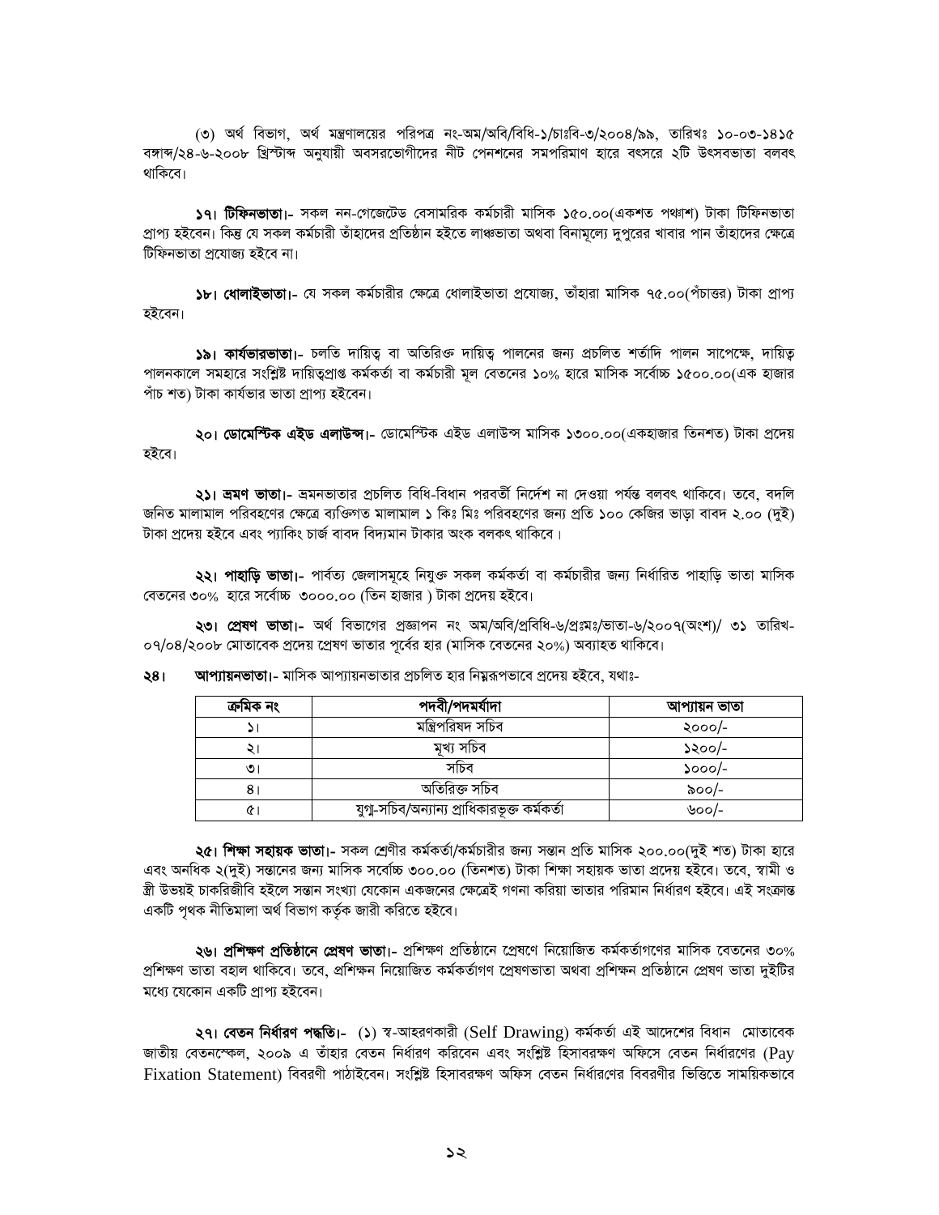(৩) অর্থ বিভাগ, অর্থ মন্ত্রণালয়ের পরিপত্র নং-অম/অবি/বিধি-১/চাঃবি-৩/২০০৪/৯৯, তারিখঃ ১০-০৩-১৪১৫ বঙ্গাব্দ/২৪-৬-২০০৮ খ্রিস্টাব্দ অনুযায়ী অবসরভোগীদের নীট পেনশনের সমপরিমাণ হারে বৎসরে ২টি উৎসবভাতা বলবৎ থাকিবে।

**১৭। টিফিনভাতা।**- সকল নন-গেজেটেড বেসামরিক কর্মচারী মাসিক ১৫০.০০(একশত পঞ্চাশ) টাকা টিফিনভাতা প্রাপ্য হইবেন। কিন্তু যে সকল কর্মচারী তাঁহাদের প্রতিষ্ঠান হইতে লাঞ্চভাতা অথবা বিনামূল্যে দুপুরের খাবার পান তাঁহাদের ক্ষেত্রে টিফিনভাতা প্রযোজ্য হইবে না।

**১৮। ধোলাইভাতা।**- যে সকল কর্মচারীর ক্ষেত্রে ধোলাইভাতা প্রযোজ্য, তাঁহারা মাসিক ৭৫.০০(পঁচাত্তর) টাকা প্রাপ্য হইবেন।

**১৯। কার্যভারভাতা।**- চলতি দায়িত্ব বা অতিরিক্ত দায়িত্ব পালনের জন্য প্রচলিত শর্তাদি পালন সাপেক্ষে, দায়িত্ব পালনকালে সমহারে সংশ্লিষ্ট দায়িত্বপ্রাপ্ত কর্মকর্তা বা কর্মচারী মূল বেতনের ১০% হারে মাসিক সর্বোচ্চ ১৫০০.০০(এক হাজার পাঁচ শত) টাকা কার্যভার ভাতা প্রাপ্য হইবেন।

**২০। ডোমেস্টিক এইড এলাউন্স।**- ডোমেস্টিক এইড এলাউন্স মাসিক ১৩০০.০০(একহাজার তিনশত) টাকা প্রদেয় হইবে।

**২১। ভ্রমণ ভাতা।**- ভ্রমনভাতার প্রচলিত বিধি-বিধান পরবর্তী নির্দেশ না দেওয়া পর্যন্ত বলবৎ থাকিবে। তবে, বদলি জনিত মালামাল পরিবহণের ক্ষেত্রে ব্যক্তিগত মালামাল ১ কিঃ মিঃ পরিবহণের জন্য প্রতি ১০০ কেজির ভাড়া বাবদ ২.০০ (দুই) টাকা প্রদেয় হইবে এবং প্যাকিং চার্জ বাবদ বিদ্যমান টাকার অংক বলকৎ থাকিবে।

**২২। পাহাড়ি ভাতা।**- পার্বত্য জেলাসমূহে নিযুক্ত সকল কর্মকর্তা বা কর্মচারীর জন্য নির্ধারিত পাহাড়ি ভাতা মাসিক বেতনের ৩০% হারে সর্বোচ্চ ৩০০০.০০ (তিন হাজার ) টাকা প্রদেয় হইবে।

**২৩। প্রেষণ ভাতা।**- অর্থ বিভাগের প্রজ্ঞাপন নং অম/অবি/প্রবিধি-৬/প্রঃমঃ/ভাতা-৬/২০০৭(অংশ)/ ৩১ তারিখ- ০৭/০৪/২০০৮ মোতাবেক প্রদেয় প্রেষণ ভাতার পূর্বের হার (মাসিক বেতনের ২০%) অব্যাহত থাকিবে।

**২৪। আপ্যায়নভাতা।**- মাসিক আপ্যায়নভাতার প্রচলিত হার নিম্নরূপভাবে প্রদেয় হইবে, যথাঃ-

| ক্রমিক নং | পদবী/পদমর্যাদা | আপ্যায়ন ভাতা |
|---|---|---|
| ১। | মন্ত্রিপরিষদ সচিব | ২০০০/- |
| ২। | মূখ্য সচিব | ১২০০/- |
| ৩। | সচিব | ১০০০/- |
| ৪। | অতিরিক্ত সচিব | ৯০০/- |
| ৫। | যুগ্ম-সচিব/অন্যান্য প্রাধিকারভূক্ত কর্মকর্তা | ৬০০/- |

**২৫। শিক্ষা সহায়ক ভাতা।**- সকল শ্রেণীর কর্মকর্তা/কর্মচারীর জন্য সন্তান প্রতি মাসিক ২০০.০০(দুই শত) টাকা হারে এবং অনধিক ২(দুই) সন্তানের জন্য মাসিক সর্বোচ্চ ৩০০.০০ (তিনশত) টাকা শিক্ষা সহায়ক ভাতা প্রদেয় হইবে। তবে, স্বামী ও স্ত্রী উভয়ই চাকরিজীবি হইলে সন্তান সংখ্যা যেকোন একজনের ক্ষেত্রেই গণনা করিয়া ভাতার পরিমান নির্ধারণ হইবে। এই সংক্রান্ত একটি পৃথক নীতিমালা অর্থ বিভাগ কর্তৃক জারী করিতে হইবে।

**২৬। প্রশিক্ষণ প্রতিষ্ঠানে প্রেষণ ভাতা।**- প্রশিক্ষণ প্রতিষ্ঠানে প্রেষণে নিয়োজিত কর্মকর্তাগণের মাসিক বেতনের ৩০% প্রশিক্ষণ ভাতা বহাল থাকিবে। তবে, প্রশিক্ষন নিয়োজিত কর্মকর্তাগণ প্রেষণভাতা অথবা প্রশিক্ষন প্রতিষ্ঠানে প্রেষণ ভাতা দুইটির মধ্যে যেকোন একটি প্রাপ্য হইবেন।

**২৭। বেতন নির্ধারণ পদ্ধতি।**- (১) স্ব-আহরণকারী (Self Drawing) কর্মকর্তা এই আদেশের বিধান মোতাবেক জাতীয় বেতনস্কেল, ২০০৯ এ তাঁহার বেতন নির্ধারণ করিবেন এবং সংশ্লিষ্ট হিসাবরক্ষণ অফিসে বেতন নির্ধারণের (Pay Fixation Statement) বিবরণী পাঠাইবেন। সংশ্লিষ্ট হিসাবরক্ষণ অফিস বেতন নির্ধারণের বিবরণীর ভিত্তিতে সাময়িকভাবে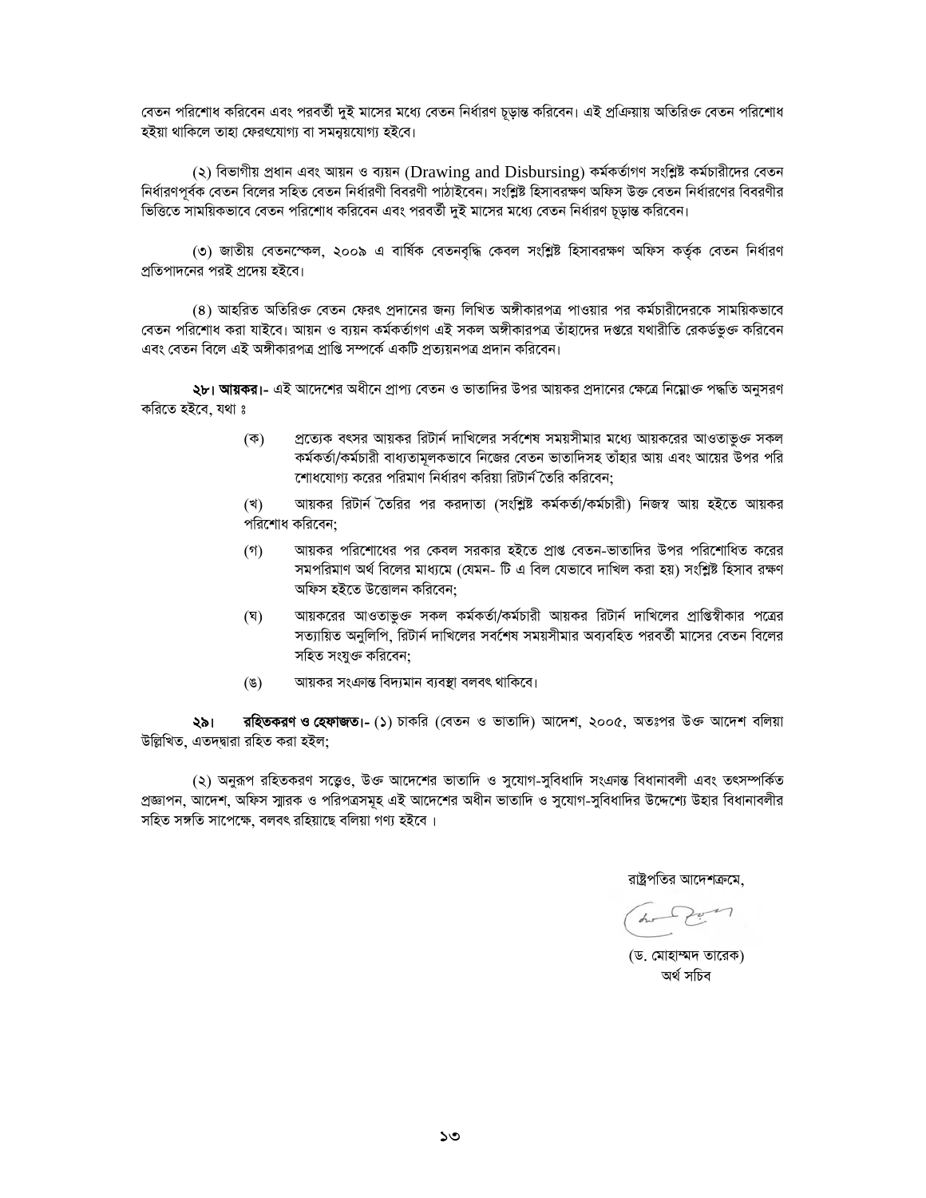বেতন পরিশোধ করিবেন এবং পরবর্তী দুই মাসের মধ্যে বেতন নির্ধারণ চূড়ান্ত করিবেন। এই প্রক্রিয়ায় অতিরিক্ত বেতন পরিশোধ হইয়া থাকিলে তাহা ফেরৎযোগ্য বা সমন্বয়যোগ্য হইবে।

(২) বিভাগীয় প্রধান এবং আয়ন ও ব্যয়ন (Drawing and Disbursing) কর্মকর্তাগণ সংশ্লিষ্ট কর্মচারীদের বেতন নির্ধারণপূর্বক বেতন বিলের সহিত বেতন নির্ধারণী বিবরণী পাঠাইবেন। সংশ্লিষ্ট হিসাবরক্ষণ অফিস উক্ত বেতন নির্ধারণের বিবরণীর ভিত্তিতে সাময়িকভাবে বেতন পরিশোধ করিবেন এবং পরবর্তী দুই মাসের মধ্যে বেতন নির্ধারণ চূড়ান্ত করিবেন।

(৩) জাতীয় বেতনস্কেল, ২০০৯ এ বার্ষিক বেতনবৃদ্ধি কেবল সংশ্লিষ্ট হিসাবরক্ষণ অফিস কর্তৃক বেতন নির্ধারণ প্রতিপাদনের পরই প্রদেয় হইবে।

(৪) আহরিত অতিরিক্ত বেতন ফেরৎ প্রদানের জন্য লিখিত অঙ্গীকারপত্র পাওয়ার পর কর্মচারীদেরকে সাময়িকভাবে বেতন পরিশোধ করা যাইবে। আয়ন ও ব্যয়ন কর্মকর্তাগণ এই সকল অঙ্গীকারপত্র তাঁহাদের দপ্তরে যথারীতি রেকর্ডভুক্ত করিবেন এবং বেতন বিলে এই অঙ্গীকারপত্র প্রাপ্তি সম্পর্কে একটি প্রত্যয়নপত্র প্রদান করিবেন।

**২৮। আয়কর।-** এই আদেশের অধীনে প্রাপ্য বেতন ও ভাতাদির উপর আয়কর প্রদানের ক্ষেত্রে নিম্নোক্ত পদ্ধতি অনুসরণ করিতে হইবে, যথা ঃ

(ক) প্রত্যেক বৎসর আয়কর রিটার্ন দাখিলের সর্বশেষ সময়সীমার মধ্যে আয়করের আওতাভুক্ত সকল কর্মকর্তা/কর্মচারী বাধ্যতামূলকভাবে নিজের বেতন ভাতাদিসহ তাঁহার আয় এবং আয়ের উপর পরিশোধযোগ্য করের পরিমাণ নির্ধারণ করিয়া রিটার্ন তৈরি করিবেন;

(খ) আয়কর রিটার্ন তৈরির পর করদাতা (সংশ্লিষ্ট কর্মকর্তা/কর্মচারী) নিজস্ব আয় হইতে আয়কর পরিশোধ করিবেন;

(গ) আয়কর পরিশোধের পর কেবল সরকার হইতে প্রাপ্ত বেতন-ভাতাদির উপর পরিশোধিত করের সমপরিমাণ অর্থ বিলের মাধ্যমে (যেমন- টি এ বিল যেভাবে দাখিল করা হয়) সংশ্লিষ্ট হিসাব রক্ষণ অফিস হইতে উত্তোলন করিবেন;

(ঘ) আয়করের আওতাভুক্ত সকল কর্মকর্তা/কর্মচারী আয়কর রিটার্ন দাখিলের প্রাপ্তিস্বীকার পত্রের সত্যায়িত অনুলিপি, রিটার্ন দাখিলের সর্বশেষ সময়সীমার অব্যবহিত পরবর্তী মাসের বেতন বিলের সহিত সংযুক্ত করিবেন;

(ঙ) আয়কর সংক্রান্ত বিদ্যমান ব্যবস্থা বলবৎ থাকিবে।

**২৯। রহিতকরণ ও হেফাজত।-** (১) চাকরি (বেতন ও ভাতাদি) আদেশ, ২০০৫, অতঃপর উক্ত আদেশ বলিয়া উল্লিখিত, এতদ্দ্বারা রহিত করা হইল;

(২) অনুরূপ রহিতকরণ সত্ত্বেও, উক্ত আদেশের ভাতাদি ও সুযোগ-সুবিধাদি সংক্রান্ত বিধানাবলী এবং তৎসম্পর্কিত প্রজ্ঞাপন, আদেশ, অফিস স্মারক ও পরিপত্রসমূহ এই আদেশের অধীন ভাতাদি ও সুযোগ-সুবিধাদির উদ্দেশ্যে উহার বিধানাবলীর সহিত সঙ্গতি সাপেক্ষে, বলবৎ রহিয়াছে বলিয়া গণ্য হইবে ।

রাষ্ট্রপতির আদেশক্রমে,

(ড. মোহাম্মদ তারেক)
অর্থ সচিব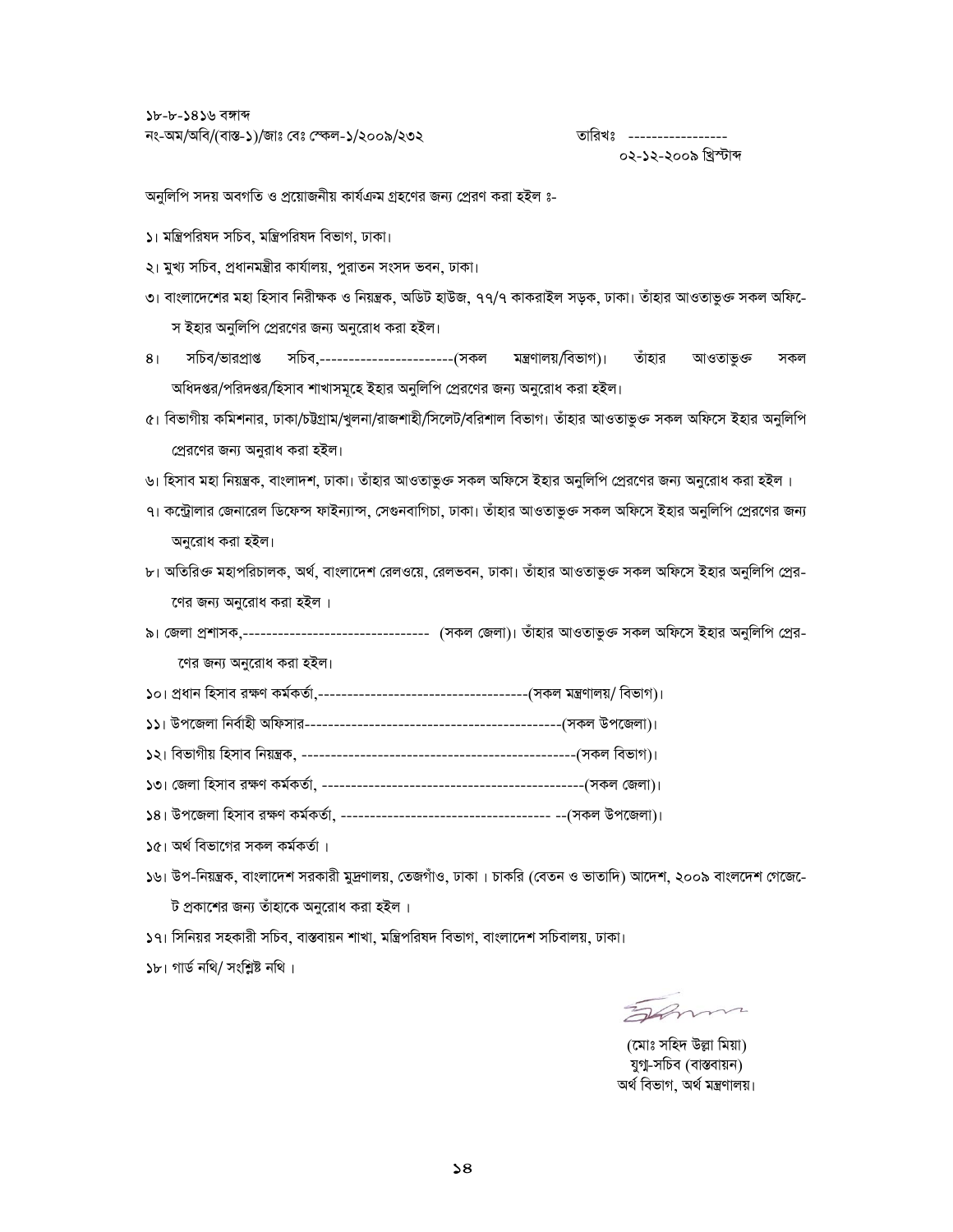১৮-৮-১৪১৬ বঙ্গাব্দ

নং-অম/অবি/(বাস্ত-১)/জাঃ বেঃ স্কেল-১/২০০৯/২৩২ তারিখঃ -----------------
০২-১২-২০০৯ খ্রিস্টাব্দ

অনুলিপি সদয় অবগতি ও প্রয়োজনীয় কার্যক্রম গ্রহণের জন্য প্রেরণ করা হইল ঃ-

১। মন্ত্রিপরিষদ সচিব, মন্ত্রিপরিষদ বিভাগ, ঢাকা।

২। মুখ্য সচিব, প্রধানমন্ত্রীর কার্যালয়, পুরাতন সংসদ ভবন, ঢাকা।

৩। বাংলাদেশের মহা হিসাব নিরীক্ষক ও নিয়ন্ত্রক, অডিট হাউজ, ৭৭/৭ কাকরাইল সড়ক, ঢাকা। তাঁহার আওতাভুক্ত সকল অফিসে ইহার অনুলিপি প্রেরণের জন্য অনুরোধ করা হইল।

৪। সচিব/ভারপ্রাপ্ত সচিব,-----------------------(সকল মন্ত্রণালয়/বিভাগ)। তাঁহার আওতাভুক্ত সকল অধিদপ্তর/পরিদপ্তর/হিসাব শাখাসমূহে ইহার অনুলিপি প্রেরণের জন্য অনুরোধ করা হইল।

৫। বিভাগীয় কমিশনার, ঢাকা/চট্টগ্রাম/খুলনা/রাজশাহী/সিলেট/বরিশাল বিভাগ। তাঁহার আওতাভুক্ত সকল অফিসে ইহার অনুলিপি প্রেরণের জন্য অনুরাধ করা হইল।

৬। হিসাব মহা নিয়ন্ত্রক, বাংলাদশ, ঢাকা। তাঁহার আওতাভুক্ত সকল অফিসে ইহার অনুলিপি প্রেরণের জন্য অনুরোধ করা হইল ।

৭। কন্ট্রোলার জেনারেল ডিফেন্স ফাইন্যান্স, সেগুনবাগিচা, ঢাকা। তাঁহার আওতাভুক্ত সকল অফিসে ইহার অনুলিপি প্রেরণের জন্য অনুরোধ করা হইল।

৮। অতিরিক্ত মহাপরিচালক, অর্থ, বাংলাদেশ রেলওয়ে, রেলভবন, ঢাকা। তাঁহার আওতাভুক্ত সকল অফিসে ইহার অনুলিপি প্রেরণের জন্য অনুরোধ করা হইল ।

৯। জেলা প্রশাসক,-------------------------------- (সকল জেলা)। তাঁহার আওতাভুক্ত সকল অফিসে ইহার অনুলিপি প্রেরণের জন্য অনুরোধ করা হইল।

১০। প্রধান হিসাব রক্ষণ কর্মকর্তা,------------------------------------(সকল মন্ত্রণালয়/ বিভাগ)।

১১। উপজেলা নির্বাহী অফিসার--------------------------------------------(সকল উপজেলা)।

১২। বিভাগীয় হিসাব নিয়ন্ত্রক, ------------------------------------------------(সকল বিভাগ)।

১৩। জেলা হিসাব রক্ষণ কর্মকর্তা, ----------------------------------------------(সকল জেলা)।

১৪। উপজেলা হিসাব রক্ষণ কর্মকর্তা, ------------------------------------ --(সকল উপজেলা)।

১৫। অর্থ বিভাগের সকল কর্মকর্তা ।

১৬। উপ-নিয়ন্ত্রক, বাংলাদেশ সরকারী মুদ্রণালয়, তেজগাঁও, ঢাকা । চাকরি (বেতন ও ভাতাদি) আদেশ, ২০০৯ বাংলাদেশ গেজেট প্রকাশের জন্য তাঁহাকে অনুরোধ করা হইল ।

১৭। সিনিয়র সহকারী সচিব, বাস্তবায়ন শাখা, মন্ত্রিপরিষদ বিভাগ, বাংলাদেশ সচিবালয়, ঢাকা।

১৮। গার্ড নথি/ সংশ্লিষ্ট নথি ।

(মোঃ সহিদ উল্লা মিয়া)
যুগ্ম-সচিব (বাস্তবায়ন)
অর্থ বিভাগ, অর্থ মন্ত্রণালয়।